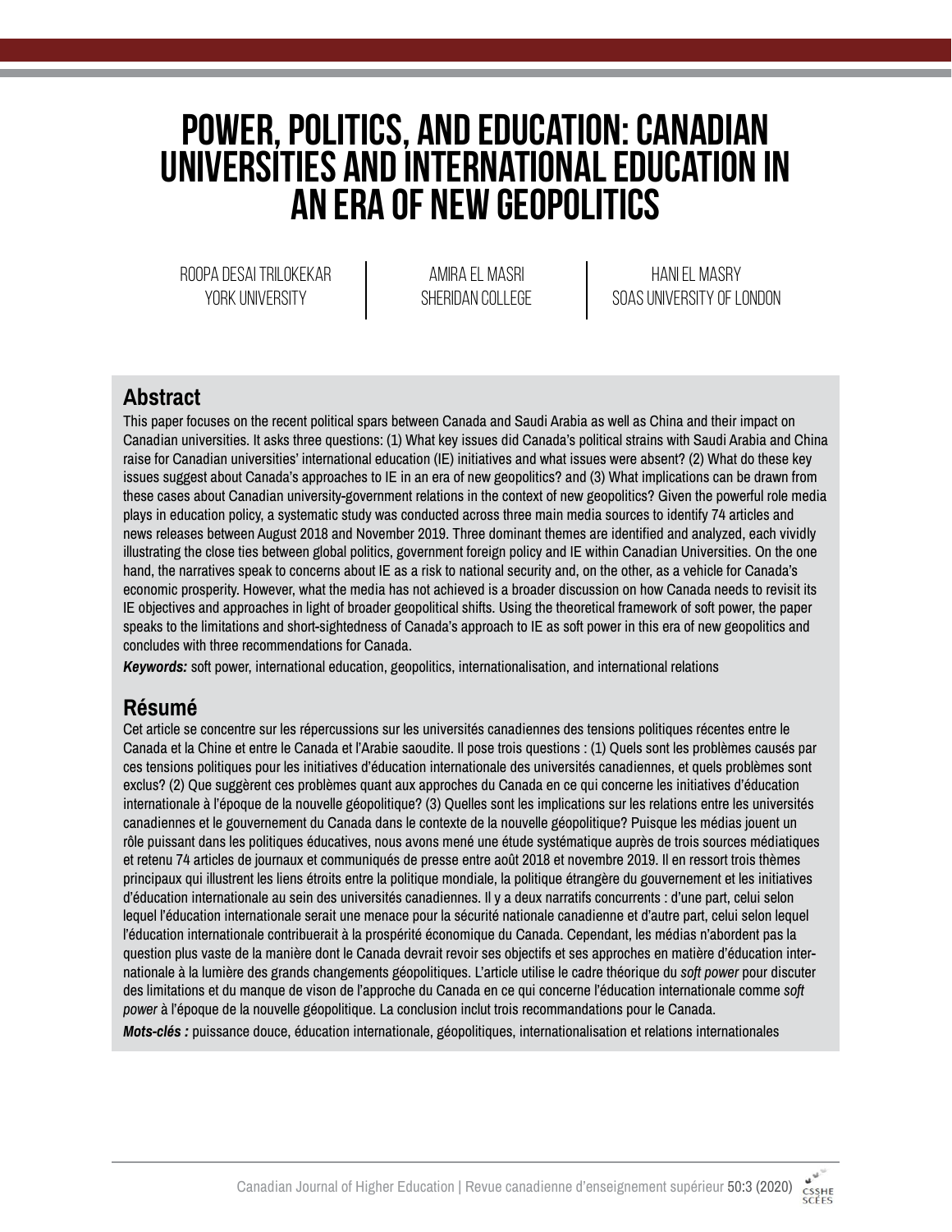# POWER, POLITICS, AND EDUCATION: CANADIAN UNIVERSITIES AND INTERNATIONAL EDUCATION IN AN ERA OF NEW GEOPOLITICS

ROOPA DESAI TRILOKEKAR
YORK UNIVERSITY

AMIRA EL MASRI
SHERIDAN COLLEGE

HANI EL MASRY
SOAS UNIVERSITY OF LONDON

## Abstract

This paper focuses on the recent political spars between Canada and Saudi Arabia as well as China and their impact on Canadian universities. It asks three questions: (1) What key issues did Canada's political strains with Saudi Arabia and China raise for Canadian universities' international education (IE) initiatives and what issues were absent? (2) What do these key issues suggest about Canada's approaches to IE in an era of new geopolitics? and (3) What implications can be drawn from these cases about Canadian university-government relations in the context of new geopolitics? Given the powerful role media plays in education policy, a systematic study was conducted across three main media sources to identify 74 articles and news releases between August 2018 and November 2019. Three dominant themes are identified and analyzed, each vividly illustrating the close ties between global politics, government foreign policy and IE within Canadian Universities. On the one hand, the narratives speak to concerns about IE as a risk to national security and, on the other, as a vehicle for Canada's economic prosperity. However, what the media has not achieved is a broader discussion on how Canada needs to revisit its IE objectives and approaches in light of broader geopolitical shifts. Using the theoretical framework of soft power, the paper speaks to the limitations and short-sightedness of Canada's approach to IE as soft power in this era of new geopolitics and concludes with three recommendations for Canada.

***Keywords:*** soft power, international education, geopolitics, internationalisation, and international relations

## Résumé

Cet article se concentre sur les répercussions sur les universités canadiennes des tensions politiques récentes entre le Canada et la Chine et entre le Canada et l'Arabie saoudite. Il pose trois questions : (1) Quels sont les problèmes causés par ces tensions politiques pour les initiatives d'éducation internationale des universités canadiennes, et quels problèmes sont exclus? (2) Que suggèrent ces problèmes quant aux approches du Canada en ce qui concerne les initiatives d'éducation internationale à l'époque de la nouvelle géopolitique? (3) Quelles sont les implications sur les relations entre les universités canadiennes et le gouvernement du Canada dans le contexte de la nouvelle géopolitique? Puisque les médias jouent un rôle puissant dans les politiques éducatives, nous avons mené une étude systématique auprès de trois sources médiatiques et retenu 74 articles de journaux et communiqués de presse entre août 2018 et novembre 2019. Il en ressort trois thèmes principaux qui illustrent les liens étroits entre la politique mondiale, la politique étrangère du gouvernement et les initiatives d'éducation internationale au sein des universités canadiennes. Il y a deux narratifs concurrents : d'une part, celui selon lequel l'éducation internationale serait une menace pour la sécurité nationale canadienne et d'autre part, celui selon lequel l'éducation internationale contribuerait à la prospérité économique du Canada. Cependant, les médias n'abordent pas la question plus vaste de la manière dont le Canada devrait revoir ses objectifs et ses approches en matière d'éducation internationale à la lumière des grands changements géopolitiques. L'article utilise le cadre théorique du *soft power* pour discuter des limitations et du manque de vison de l'approche du Canada en ce qui concerne l'éducation internationale comme *soft power* à l'époque de la nouvelle géopolitique. La conclusion inclut trois recommandations pour le Canada.

***Mots-clés :*** puissance douce, éducation internationale, géopolitiques, internationalisation et relations internationales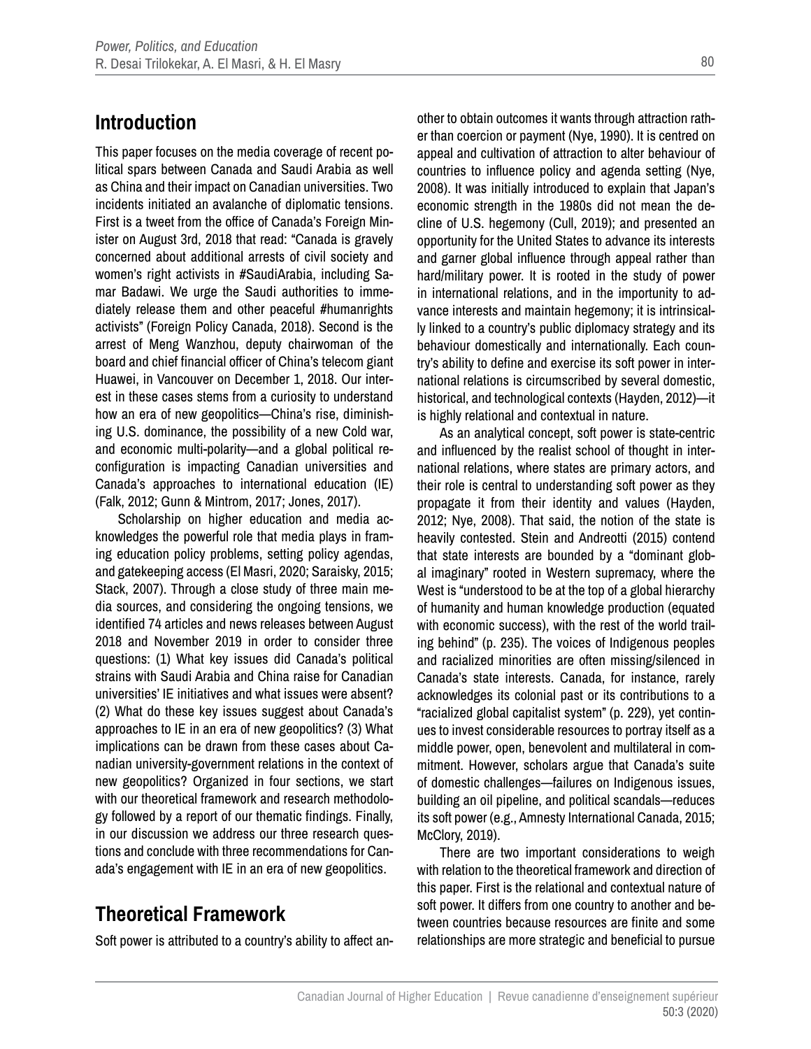## Introduction

This paper focuses on the media coverage of recent political spars between Canada and Saudi Arabia as well as China and their impact on Canadian universities. Two incidents initiated an avalanche of diplomatic tensions. First is a tweet from the office of Canada's Foreign Minister on August 3rd, 2018 that read: "Canada is gravely concerned about additional arrests of civil society and women's right activists in #SaudiArabia, including Samar Badawi. We urge the Saudi authorities to immediately release them and other peaceful #humanrights activists" (Foreign Policy Canada, 2018). Second is the arrest of Meng Wanzhou, deputy chairwoman of the board and chief financial officer of China's telecom giant Huawei, in Vancouver on December 1, 2018. Our interest in these cases stems from a curiosity to understand how an era of new geopolitics—China's rise, diminishing U.S. dominance, the possibility of a new Cold war, and economic multi-polarity—and a global political reconfiguration is impacting Canadian universities and Canada's approaches to international education (IE) (Falk, 2012; Gunn & Mintrom, 2017; Jones, 2017).

Scholarship on higher education and media acknowledges the powerful role that media plays in framing education policy problems, setting policy agendas, and gatekeeping access (El Masri, 2020; Saraisky, 2015; Stack, 2007). Through a close study of three main media sources, and considering the ongoing tensions, we identified 74 articles and news releases between August 2018 and November 2019 in order to consider three questions: (1) What key issues did Canada's political strains with Saudi Arabia and China raise for Canadian universities' IE initiatives and what issues were absent? (2) What do these key issues suggest about Canada's approaches to IE in an era of new geopolitics? (3) What implications can be drawn from these cases about Canadian university-government relations in the context of new geopolitics? Organized in four sections, we start with our theoretical framework and research methodology followed by a report of our thematic findings. Finally, in our discussion we address our three research questions and conclude with three recommendations for Canada's engagement with IE in an era of new geopolitics.

## Theoretical Framework

Soft power is attributed to a country's ability to affect another to obtain outcomes it wants through attraction rather than coercion or payment (Nye, 1990). It is centred on appeal and cultivation of attraction to alter behaviour of countries to influence policy and agenda setting (Nye, 2008). It was initially introduced to explain that Japan's economic strength in the 1980s did not mean the decline of U.S. hegemony (Cull, 2019); and presented an opportunity for the United States to advance its interests and garner global influence through appeal rather than hard/military power. It is rooted in the study of power in international relations, and in the importunity to advance interests and maintain hegemony; it is intrinsically linked to a country's public diplomacy strategy and its behaviour domestically and internationally. Each country's ability to define and exercise its soft power in international relations is circumscribed by several domestic, historical, and technological contexts (Hayden, 2012)—it is highly relational and contextual in nature.

As an analytical concept, soft power is state-centric and influenced by the realist school of thought in international relations, where states are primary actors, and their role is central to understanding soft power as they propagate it from their identity and values (Hayden, 2012; Nye, 2008). That said, the notion of the state is heavily contested. Stein and Andreotti (2015) contend that state interests are bounded by a "dominant global imaginary" rooted in Western supremacy, where the West is "understood to be at the top of a global hierarchy of humanity and human knowledge production (equated with economic success), with the rest of the world trailing behind" (p. 235). The voices of Indigenous peoples and racialized minorities are often missing/silenced in Canada's state interests. Canada, for instance, rarely acknowledges its colonial past or its contributions to a "racialized global capitalist system" (p. 229), yet continues to invest considerable resources to portray itself as a middle power, open, benevolent and multilateral in commitment. However, scholars argue that Canada's suite of domestic challenges—failures on Indigenous issues, building an oil pipeline, and political scandals—reduces its soft power (e.g., Amnesty International Canada, 2015; McClory, 2019).

There are two important considerations to weigh with relation to the theoretical framework and direction of this paper. First is the relational and contextual nature of soft power. It differs from one country to another and between countries because resources are finite and some relationships are more strategic and beneficial to pursue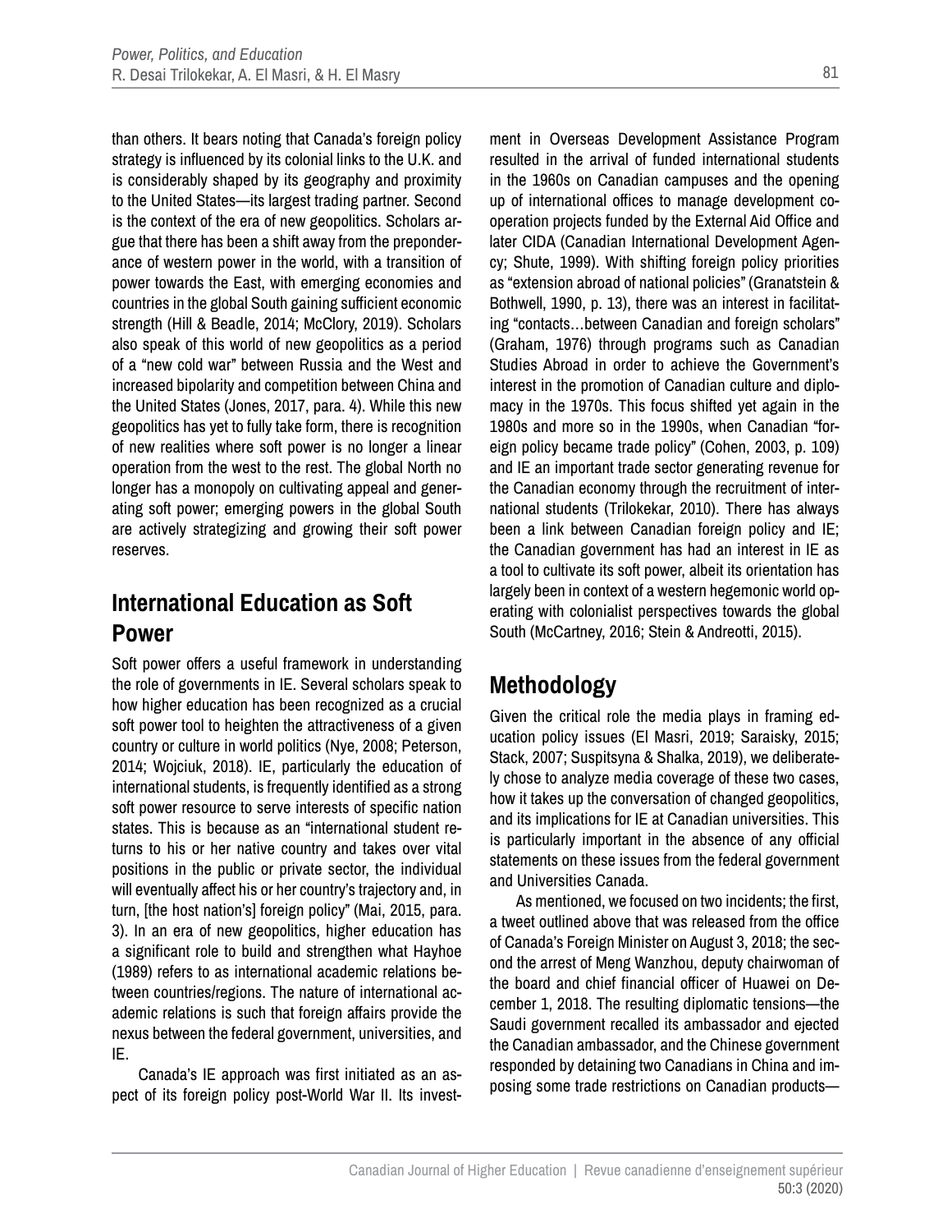than others. It bears noting that Canada's foreign policy strategy is influenced by its colonial links to the U.K. and is considerably shaped by its geography and proximity to the United States—its largest trading partner. Second is the context of the era of new geopolitics. Scholars argue that there has been a shift away from the preponderance of western power in the world, with a transition of power towards the East, with emerging economies and countries in the global South gaining sufficient economic strength (Hill & Beadle, 2014; McClory, 2019). Scholars also speak of this world of new geopolitics as a period of a "new cold war" between Russia and the West and increased bipolarity and competition between China and the United States (Jones, 2017, para. 4). While this new geopolitics has yet to fully take form, there is recognition of new realities where soft power is no longer a linear operation from the west to the rest. The global North no longer has a monopoly on cultivating appeal and generating soft power; emerging powers in the global South are actively strategizing and growing their soft power reserves.

## International Education as Soft Power

Soft power offers a useful framework in understanding the role of governments in IE. Several scholars speak to how higher education has been recognized as a crucial soft power tool to heighten the attractiveness of a given country or culture in world politics (Nye, 2008; Peterson, 2014; Wojciuk, 2018). IE, particularly the education of international students, is frequently identified as a strong soft power resource to serve interests of specific nation states. This is because as an "international student returns to his or her native country and takes over vital positions in the public or private sector, the individual will eventually affect his or her country's trajectory and, in turn, [the host nation's] foreign policy" (Mai, 2015, para. 3). In an era of new geopolitics, higher education has a significant role to build and strengthen what Hayhoe (1989) refers to as international academic relations between countries/regions. The nature of international academic relations is such that foreign affairs provide the nexus between the federal government, universities, and IE.

Canada's IE approach was first initiated as an aspect of its foreign policy post-World War II. Its investment in Overseas Development Assistance Program resulted in the arrival of funded international students in the 1960s on Canadian campuses and the opening up of international offices to manage development cooperation projects funded by the External Aid Office and later CIDA (Canadian International Development Agency; Shute, 1999). With shifting foreign policy priorities as "extension abroad of national policies" (Granatstein & Bothwell, 1990, p. 13), there was an interest in facilitating "contacts…between Canadian and foreign scholars" (Graham, 1976) through programs such as Canadian Studies Abroad in order to achieve the Government's interest in the promotion of Canadian culture and diplomacy in the 1970s. This focus shifted yet again in the 1980s and more so in the 1990s, when Canadian "foreign policy became trade policy" (Cohen, 2003, p. 109) and IE an important trade sector generating revenue for the Canadian economy through the recruitment of international students (Trilokekar, 2010). There has always been a link between Canadian foreign policy and IE; the Canadian government has had an interest in IE as a tool to cultivate its soft power, albeit its orientation has largely been in context of a western hegemonic world operating with colonialist perspectives towards the global South (McCartney, 2016; Stein & Andreotti, 2015).

## Methodology

Given the critical role the media plays in framing education policy issues (El Masri, 2019; Saraisky, 2015; Stack, 2007; Suspitsyna & Shalka, 2019), we deliberately chose to analyze media coverage of these two cases, how it takes up the conversation of changed geopolitics, and its implications for IE at Canadian universities. This is particularly important in the absence of any official statements on these issues from the federal government and Universities Canada.

As mentioned, we focused on two incidents; the first, a tweet outlined above that was released from the office of Canada's Foreign Minister on August 3, 2018; the second the arrest of Meng Wanzhou, deputy chairwoman of the board and chief financial officer of Huawei on December 1, 2018. The resulting diplomatic tensions—the Saudi government recalled its ambassador and ejected the Canadian ambassador, and the Chinese government responded by detaining two Canadians in China and imposing some trade restrictions on Canadian products—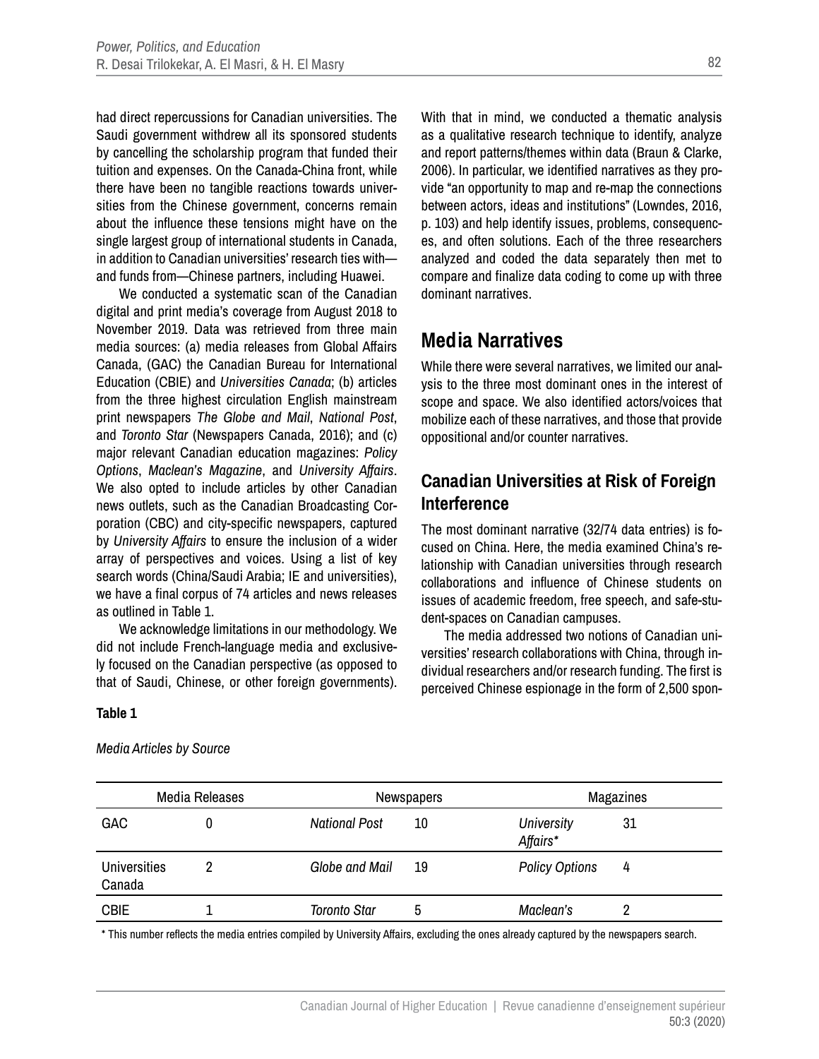had direct repercussions for Canadian universities. The Saudi government withdrew all its sponsored students by cancelling the scholarship program that funded their tuition and expenses. On the Canada-China front, while there have been no tangible reactions towards universities from the Chinese government, concerns remain about the influence these tensions might have on the single largest group of international students in Canada, in addition to Canadian universities' research ties with—and funds from—Chinese partners, including Huawei.

We conducted a systematic scan of the Canadian digital and print media's coverage from August 2018 to November 2019. Data was retrieved from three main media sources: (a) media releases from Global Affairs Canada, (GAC) the Canadian Bureau for International Education (CBIE) and *Universities Canada*; (b) articles from the three highest circulation English mainstream print newspapers *The Globe and Mail*, *National Post*, and *Toronto Star* (Newspapers Canada, 2016); and (c) major relevant Canadian education magazines: *Policy Options*, *Maclean's Magazine*, and *University Affairs*. We also opted to include articles by other Canadian news outlets, such as the Canadian Broadcasting Corporation (CBC) and city-specific newspapers, captured by *University Affairs* to ensure the inclusion of a wider array of perspectives and voices. Using a list of key search words (China/Saudi Arabia; IE and universities), we have a final corpus of 74 articles and news releases as outlined in Table 1.

We acknowledge limitations in our methodology. We did not include French-language media and exclusively focused on the Canadian perspective (as opposed to that of Saudi, Chinese, or other foreign governments). With that in mind, we conducted a thematic analysis as a qualitative research technique to identify, analyze and report patterns/themes within data (Braun & Clarke, 2006). In particular, we identified narratives as they provide "an opportunity to map and re-map the connections between actors, ideas and institutions" (Lowndes, 2016, p. 103) and help identify issues, problems, consequences, and often solutions. Each of the three researchers analyzed and coded the data separately then met to compare and finalize data coding to come up with three dominant narratives.

## Media Narratives

While there were several narratives, we limited our analysis to the three most dominant ones in the interest of scope and space. We also identified actors/voices that mobilize each of these narratives, and those that provide oppositional and/or counter narratives.

### Canadian Universities at Risk of Foreign Interference

The most dominant narrative (32/74 data entries) is focused on China. Here, the media examined China's relationship with Canadian universities through research collaborations and influence of Chinese students on issues of academic freedom, free speech, and safe-student-spaces on Canadian campuses.

The media addressed two notions of Canadian universities' research collaborations with China, through individual researchers and/or research funding. The first is perceived Chinese espionage in the form of 2,500 spon-

**Table 1**

*Media Articles by Source*

| Media Releases | | Newspapers | | Magazines | |
|---|---|---|---|---|---|
| GAC | 0 | *National Post* | 10 | *University Affairs\** | 31 |
| Universities Canada | 2 | *Globe and Mail* | 19 | *Policy Options* | 4 |
| CBIE | 1 | *Toronto Star* | 5 | *Maclean's* | 2 |

\* This number reflects the media entries compiled by University Affairs, excluding the ones already captured by the newspapers search.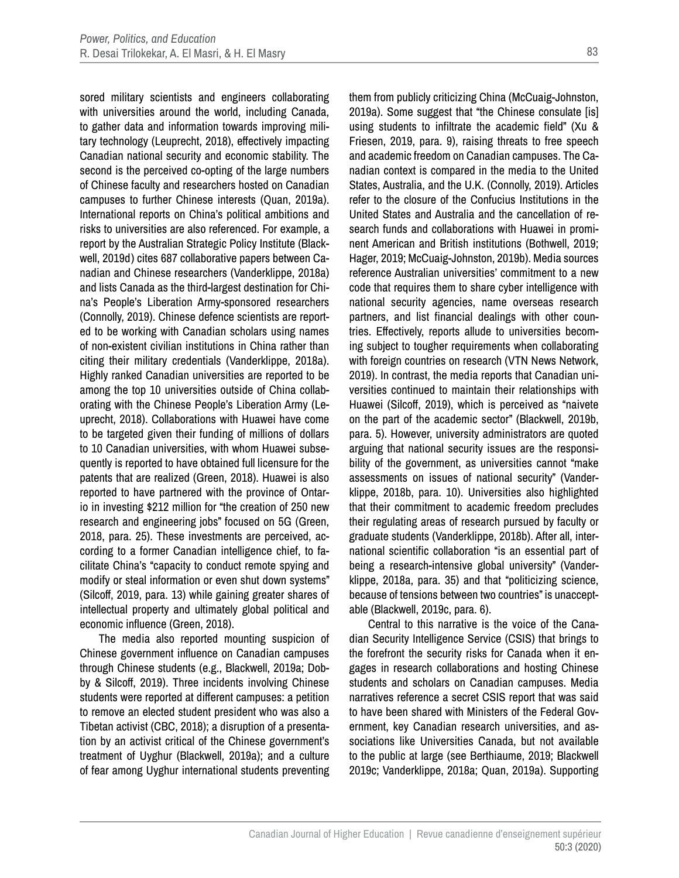sored military scientists and engineers collaborating with universities around the world, including Canada, to gather data and information towards improving military technology (Leuprecht, 2018), effectively impacting Canadian national security and economic stability. The second is the perceived co-opting of the large numbers of Chinese faculty and researchers hosted on Canadian campuses to further Chinese interests (Quan, 2019a). International reports on China's political ambitions and risks to universities are also referenced. For example, a report by the Australian Strategic Policy Institute (Blackwell, 2019d) cites 687 collaborative papers between Canadian and Chinese researchers (Vanderklippe, 2018a) and lists Canada as the third-largest destination for China's People's Liberation Army-sponsored researchers (Connolly, 2019). Chinese defence scientists are reported to be working with Canadian scholars using names of non-existent civilian institutions in China rather than citing their military credentials (Vanderklippe, 2018a). Highly ranked Canadian universities are reported to be among the top 10 universities outside of China collaborating with the Chinese People's Liberation Army (Leuprecht, 2018). Collaborations with Huawei have come to be targeted given their funding of millions of dollars to 10 Canadian universities, with whom Huawei subsequently is reported to have obtained full licensure for the patents that are realized (Green, 2018). Huawei is also reported to have partnered with the province of Ontario in investing $212 million for "the creation of 250 new research and engineering jobs" focused on 5G (Green, 2018, para. 25). These investments are perceived, according to a former Canadian intelligence chief, to facilitate China's "capacity to conduct remote spying and modify or steal information or even shut down systems" (Silcoff, 2019, para. 13) while gaining greater shares of intellectual property and ultimately global political and economic influence (Green, 2018).

The media also reported mounting suspicion of Chinese government influence on Canadian campuses through Chinese students (e.g., Blackwell, 2019a; Dobby & Silcoff, 2019). Three incidents involving Chinese students were reported at different campuses: a petition to remove an elected student president who was also a Tibetan activist (CBC, 2018); a disruption of a presentation by an activist critical of the Chinese government's treatment of Uyghur (Blackwell, 2019a); and a culture of fear among Uyghur international students preventing them from publicly criticizing China (McCuaig-Johnston, 2019a). Some suggest that "the Chinese consulate [is] using students to infiltrate the academic field" (Xu & Friesen, 2019, para. 9), raising threats to free speech and academic freedom on Canadian campuses. The Canadian context is compared in the media to the United States, Australia, and the U.K. (Connolly, 2019). Articles refer to the closure of the Confucius Institutions in the United States and Australia and the cancellation of research funds and collaborations with Huawei in prominent American and British institutions (Bothwell, 2019; Hager, 2019; McCuaig-Johnston, 2019b). Media sources reference Australian universities' commitment to a new code that requires them to share cyber intelligence with national security agencies, name overseas research partners, and list financial dealings with other countries. Effectively, reports allude to universities becoming subject to tougher requirements when collaborating with foreign countries on research (VTN News Network, 2019). In contrast, the media reports that Canadian universities continued to maintain their relationships with Huawei (Silcoff, 2019), which is perceived as "naivete on the part of the academic sector" (Blackwell, 2019b, para. 5). However, university administrators are quoted arguing that national security issues are the responsibility of the government, as universities cannot "make assessments on issues of national security" (Vanderklippe, 2018b, para. 10). Universities also highlighted that their commitment to academic freedom precludes their regulating areas of research pursued by faculty or graduate students (Vanderklippe, 2018b). After all, international scientific collaboration "is an essential part of being a research-intensive global university" (Vanderklippe, 2018a, para. 35) and that "politicizing science, because of tensions between two countries" is unacceptable (Blackwell, 2019c, para. 6).

Central to this narrative is the voice of the Canadian Security Intelligence Service (CSIS) that brings to the forefront the security risks for Canada when it engages in research collaborations and hosting Chinese students and scholars on Canadian campuses. Media narratives reference a secret CSIS report that was said to have been shared with Ministers of the Federal Government, key Canadian research universities, and associations like Universities Canada, but not available to the public at large (see Berthiaume, 2019; Blackwell 2019c; Vanderklippe, 2018a; Quan, 2019a). Supporting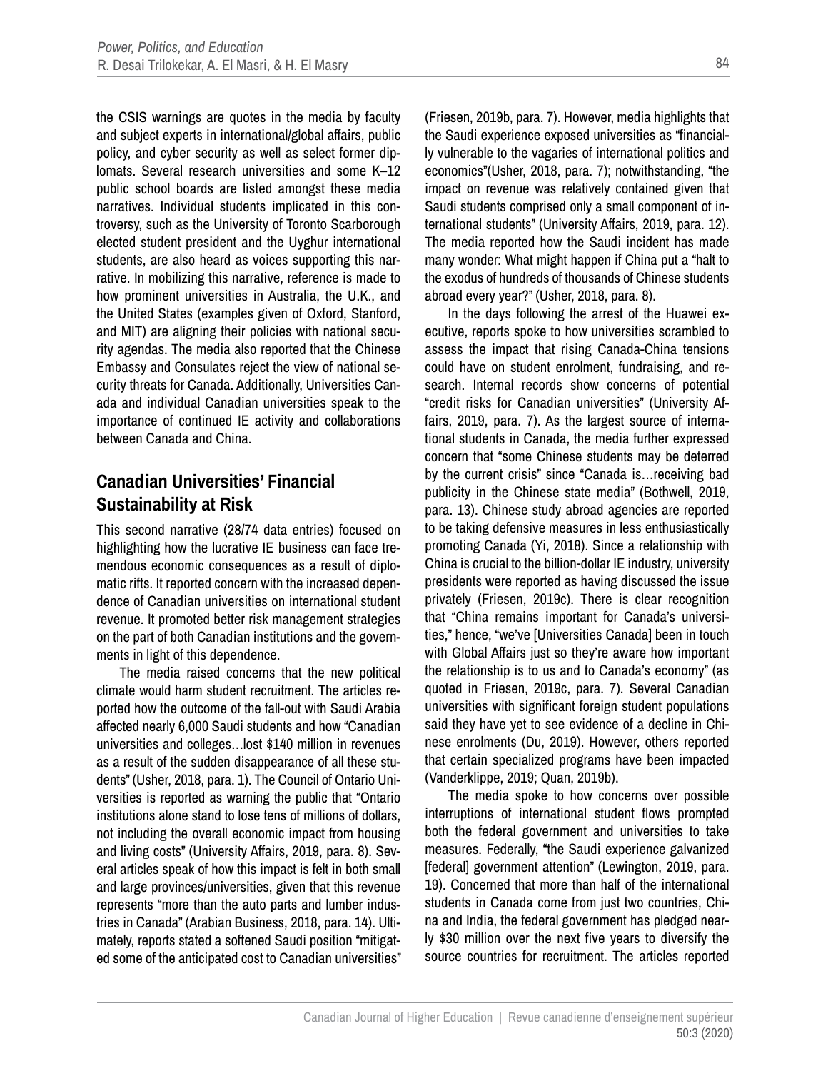the CSIS warnings are quotes in the media by faculty and subject experts in international/global affairs, public policy, and cyber security as well as select former diplomats. Several research universities and some K–12 public school boards are listed amongst these media narratives. Individual students implicated in this controversy, such as the University of Toronto Scarborough elected student president and the Uyghur international students, are also heard as voices supporting this narrative. In mobilizing this narrative, reference is made to how prominent universities in Australia, the U.K., and the United States (examples given of Oxford, Stanford, and MIT) are aligning their policies with national security agendas. The media also reported that the Chinese Embassy and Consulates reject the view of national security threats for Canada. Additionally, Universities Canada and individual Canadian universities speak to the importance of continued IE activity and collaborations between Canada and China.

## Canadian Universities' Financial Sustainability at Risk

This second narrative (28/74 data entries) focused on highlighting how the lucrative IE business can face tremendous economic consequences as a result of diplomatic rifts. It reported concern with the increased dependence of Canadian universities on international student revenue. It promoted better risk management strategies on the part of both Canadian institutions and the governments in light of this dependence.

The media raised concerns that the new political climate would harm student recruitment. The articles reported how the outcome of the fall-out with Saudi Arabia affected nearly 6,000 Saudi students and how "Canadian universities and colleges…lost $140 million in revenues as a result of the sudden disappearance of all these students" (Usher, 2018, para. 1). The Council of Ontario Universities is reported as warning the public that "Ontario institutions alone stand to lose tens of millions of dollars, not including the overall economic impact from housing and living costs" (University Affairs, 2019, para. 8). Several articles speak of how this impact is felt in both small and large provinces/universities, given that this revenue represents "more than the auto parts and lumber industries in Canada" (Arabian Business, 2018, para. 14). Ultimately, reports stated a softened Saudi position "mitigated some of the anticipated cost to Canadian universities" (Friesen, 2019b, para. 7). However, media highlights that the Saudi experience exposed universities as "financially vulnerable to the vagaries of international politics and economics"(Usher, 2018, para. 7); notwithstanding, "the impact on revenue was relatively contained given that Saudi students comprised only a small component of international students" (University Affairs, 2019, para. 12). The media reported how the Saudi incident has made many wonder: What might happen if China put a "halt to the exodus of hundreds of thousands of Chinese students abroad every year?" (Usher, 2018, para. 8).

In the days following the arrest of the Huawei executive, reports spoke to how universities scrambled to assess the impact that rising Canada-China tensions could have on student enrolment, fundraising, and research. Internal records show concerns of potential "credit risks for Canadian universities" (University Affairs, 2019, para. 7). As the largest source of international students in Canada, the media further expressed concern that "some Chinese students may be deterred by the current crisis" since "Canada is…receiving bad publicity in the Chinese state media" (Bothwell, 2019, para. 13). Chinese study abroad agencies are reported to be taking defensive measures in less enthusiastically promoting Canada (Yi, 2018). Since a relationship with China is crucial to the billion-dollar IE industry, university presidents were reported as having discussed the issue privately (Friesen, 2019c). There is clear recognition that "China remains important for Canada's universities," hence, "we've [Universities Canada] been in touch with Global Affairs just so they're aware how important the relationship is to us and to Canada's economy" (as quoted in Friesen, 2019c, para. 7). Several Canadian universities with significant foreign student populations said they have yet to see evidence of a decline in Chinese enrolments (Du, 2019). However, others reported that certain specialized programs have been impacted (Vanderklippe, 2019; Quan, 2019b).

The media spoke to how concerns over possible interruptions of international student flows prompted both the federal government and universities to take measures. Federally, "the Saudi experience galvanized [federal] government attention" (Lewington, 2019, para. 19). Concerned that more than half of the international students in Canada come from just two countries, China and India, the federal government has pledged nearly $30 million over the next five years to diversify the source countries for recruitment. The articles reported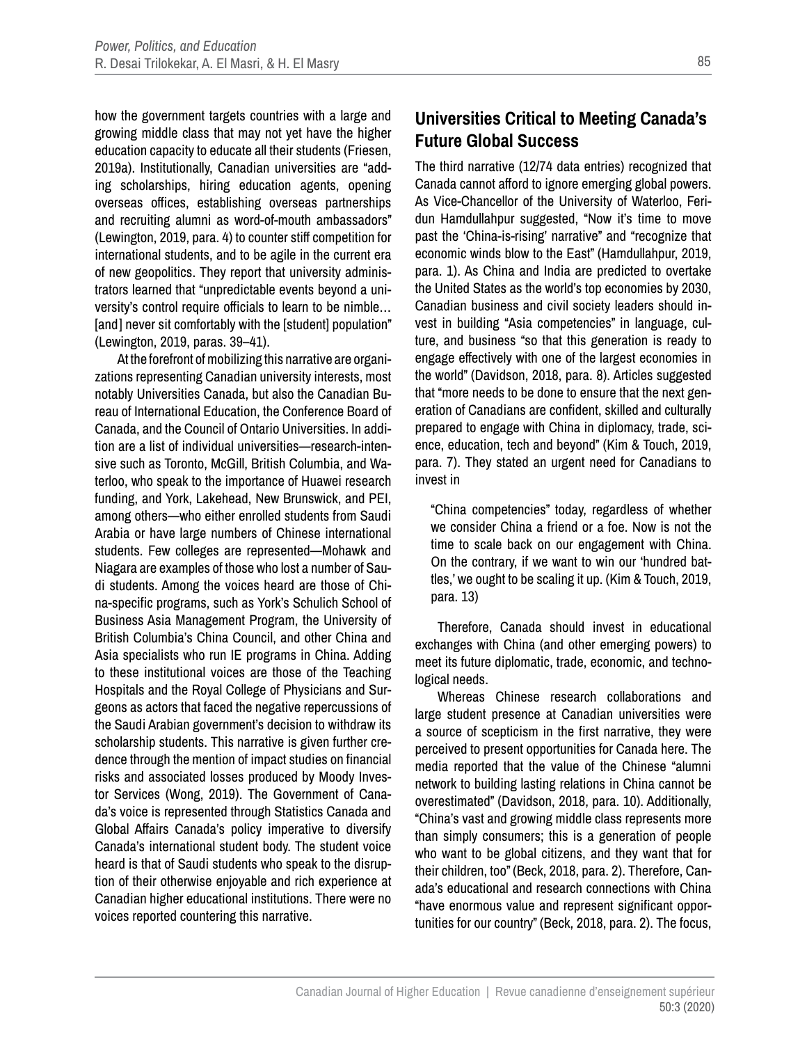how the government targets countries with a large and growing middle class that may not yet have the higher education capacity to educate all their students (Friesen, 2019a). Institutionally, Canadian universities are "adding scholarships, hiring education agents, opening overseas offices, establishing overseas partnerships and recruiting alumni as word-of-mouth ambassadors" (Lewington, 2019, para. 4) to counter stiff competition for international students, and to be agile in the current era of new geopolitics. They report that university administrators learned that "unpredictable events beyond a university's control require officials to learn to be nimble… [and] never sit comfortably with the [student] population" (Lewington, 2019, paras. 39–41).

At the forefront of mobilizing this narrative are organizations representing Canadian university interests, most notably Universities Canada, but also the Canadian Bureau of International Education, the Conference Board of Canada, and the Council of Ontario Universities. In addition are a list of individual universities—research-intensive such as Toronto, McGill, British Columbia, and Waterloo, who speak to the importance of Huawei research funding, and York, Lakehead, New Brunswick, and PEI, among others—who either enrolled students from Saudi Arabia or have large numbers of Chinese international students. Few colleges are represented—Mohawk and Niagara are examples of those who lost a number of Saudi students. Among the voices heard are those of China-specific programs, such as York's Schulich School of Business Asia Management Program, the University of British Columbia's China Council, and other China and Asia specialists who run IE programs in China. Adding to these institutional voices are those of the Teaching Hospitals and the Royal College of Physicians and Surgeons as actors that faced the negative repercussions of the Saudi Arabian government's decision to withdraw its scholarship students. This narrative is given further credence through the mention of impact studies on financial risks and associated losses produced by Moody Investor Services (Wong, 2019). The Government of Canada's voice is represented through Statistics Canada and Global Affairs Canada's policy imperative to diversify Canada's international student body. The student voice heard is that of Saudi students who speak to the disruption of their otherwise enjoyable and rich experience at Canadian higher educational institutions. There were no voices reported countering this narrative.

## Universities Critical to Meeting Canada's Future Global Success

The third narrative (12/74 data entries) recognized that Canada cannot afford to ignore emerging global powers. As Vice-Chancellor of the University of Waterloo, Feridun Hamdullahpur suggested, "Now it's time to move past the 'China-is-rising' narrative" and "recognize that economic winds blow to the East" (Hamdullahpur, 2019, para. 1). As China and India are predicted to overtake the United States as the world's top economies by 2030, Canadian business and civil society leaders should invest in building "Asia competencies" in language, culture, and business "so that this generation is ready to engage effectively with one of the largest economies in the world" (Davidson, 2018, para. 8). Articles suggested that "more needs to be done to ensure that the next generation of Canadians are confident, skilled and culturally prepared to engage with China in diplomacy, trade, science, education, tech and beyond" (Kim & Touch, 2019, para. 7). They stated an urgent need for Canadians to invest in

> "China competencies" today, regardless of whether we consider China a friend or a foe. Now is not the time to scale back on our engagement with China. On the contrary, if we want to win our 'hundred battles,' we ought to be scaling it up. (Kim & Touch, 2019, para. 13)

Therefore, Canada should invest in educational exchanges with China (and other emerging powers) to meet its future diplomatic, trade, economic, and technological needs.

Whereas Chinese research collaborations and large student presence at Canadian universities were a source of scepticism in the first narrative, they were perceived to present opportunities for Canada here. The media reported that the value of the Chinese "alumni network to building lasting relations in China cannot be overestimated" (Davidson, 2018, para. 10). Additionally, "China's vast and growing middle class represents more than simply consumers; this is a generation of people who want to be global citizens, and they want that for their children, too" (Beck, 2018, para. 2). Therefore, Canada's educational and research connections with China "have enormous value and represent significant opportunities for our country" (Beck, 2018, para. 2). The focus,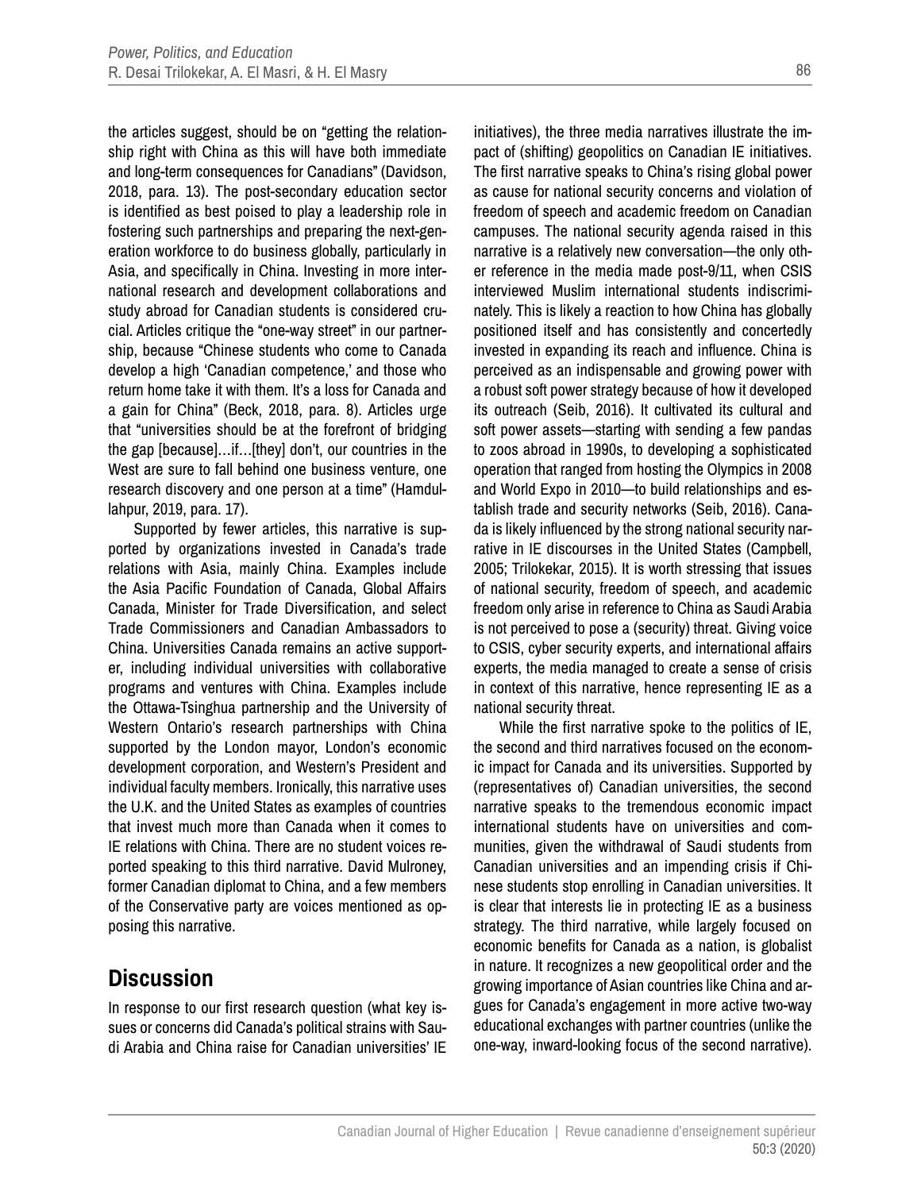the articles suggest, should be on "getting the relationship right with China as this will have both immediate and long-term consequences for Canadians" (Davidson, 2018, para. 13). The post-secondary education sector is identified as best poised to play a leadership role in fostering such partnerships and preparing the next-generation workforce to do business globally, particularly in Asia, and specifically in China. Investing in more international research and development collaborations and study abroad for Canadian students is considered crucial. Articles critique the "one-way street" in our partnership, because "Chinese students who come to Canada develop a high 'Canadian competence,' and those who return home take it with them. It's a loss for Canada and a gain for China" (Beck, 2018, para. 8). Articles urge that "universities should be at the forefront of bridging the gap [because]…if…[they] don't, our countries in the West are sure to fall behind one business venture, one research discovery and one person at a time" (Hamdullahpur, 2019, para. 17).

Supported by fewer articles, this narrative is supported by organizations invested in Canada's trade relations with Asia, mainly China. Examples include the Asia Pacific Foundation of Canada, Global Affairs Canada, Minister for Trade Diversification, and select Trade Commissioners and Canadian Ambassadors to China. Universities Canada remains an active supporter, including individual universities with collaborative programs and ventures with China. Examples include the Ottawa-Tsinghua partnership and the University of Western Ontario's research partnerships with China supported by the London mayor, London's economic development corporation, and Western's President and individual faculty members. Ironically, this narrative uses the U.K. and the United States as examples of countries that invest much more than Canada when it comes to IE relations with China. There are no student voices reported speaking to this third narrative. David Mulroney, former Canadian diplomat to China, and a few members of the Conservative party are voices mentioned as opposing this narrative.

## Discussion

In response to our first research question (what key issues or concerns did Canada's political strains with Saudi Arabia and China raise for Canadian universities' IE initiatives), the three media narratives illustrate the impact of (shifting) geopolitics on Canadian IE initiatives. The first narrative speaks to China's rising global power as cause for national security concerns and violation of freedom of speech and academic freedom on Canadian campuses. The national security agenda raised in this narrative is a relatively new conversation—the only other reference in the media made post-9/11, when CSIS interviewed Muslim international students indiscriminately. This is likely a reaction to how China has globally positioned itself and has consistently and concertedly invested in expanding its reach and influence. China is perceived as an indispensable and growing power with a robust soft power strategy because of how it developed its outreach (Seib, 2016). It cultivated its cultural and soft power assets—starting with sending a few pandas to zoos abroad in 1990s, to developing a sophisticated operation that ranged from hosting the Olympics in 2008 and World Expo in 2010—to build relationships and establish trade and security networks (Seib, 2016). Canada is likely influenced by the strong national security narrative in IE discourses in the United States (Campbell, 2005; Trilokekar, 2015). It is worth stressing that issues of national security, freedom of speech, and academic freedom only arise in reference to China as Saudi Arabia is not perceived to pose a (security) threat. Giving voice to CSIS, cyber security experts, and international affairs experts, the media managed to create a sense of crisis in context of this narrative, hence representing IE as a national security threat.

While the first narrative spoke to the politics of IE, the second and third narratives focused on the economic impact for Canada and its universities. Supported by (representatives of) Canadian universities, the second narrative speaks to the tremendous economic impact international students have on universities and communities, given the withdrawal of Saudi students from Canadian universities and an impending crisis if Chinese students stop enrolling in Canadian universities. It is clear that interests lie in protecting IE as a business strategy. The third narrative, while largely focused on economic benefits for Canada as a nation, is globalist in nature. It recognizes a new geopolitical order and the growing importance of Asian countries like China and argues for Canada's engagement in more active two-way educational exchanges with partner countries (unlike the one-way, inward-looking focus of the second narrative).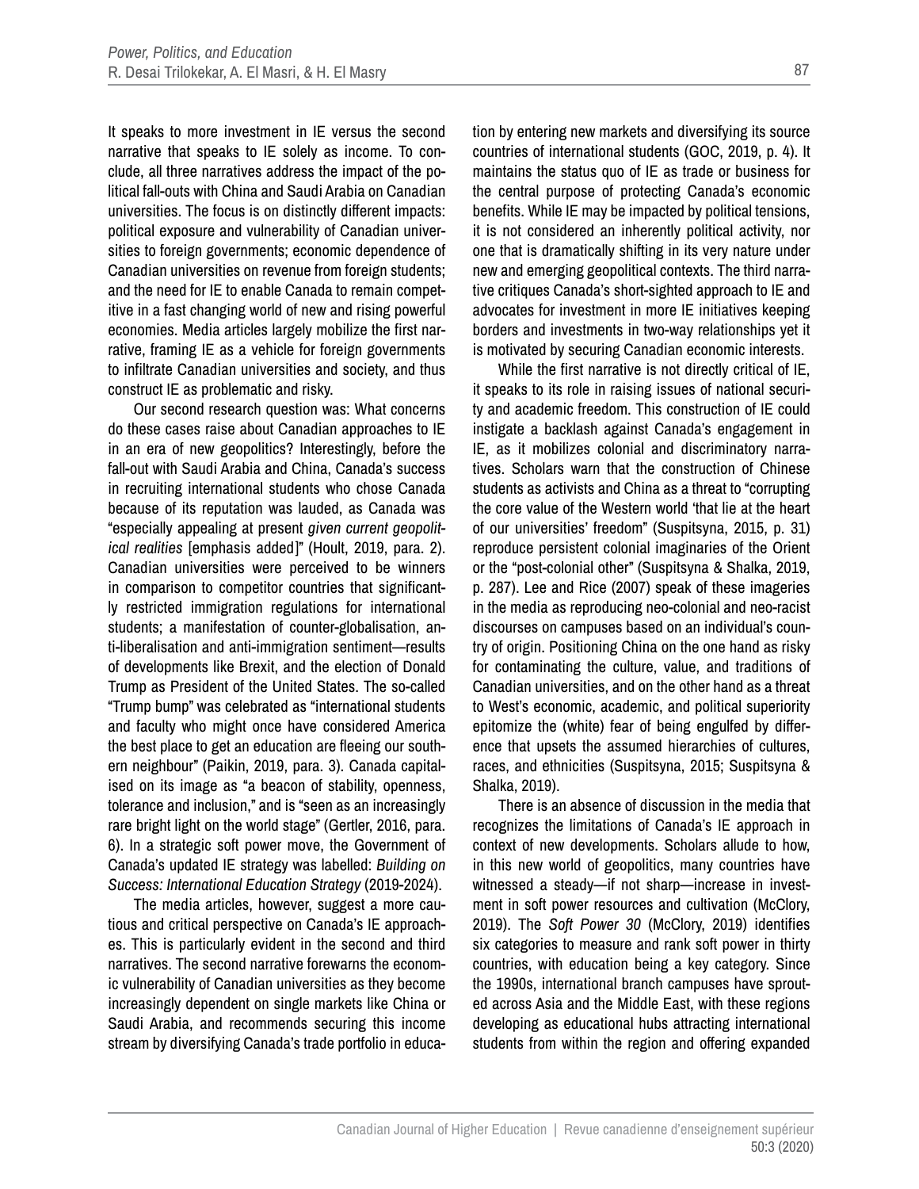It speaks to more investment in IE versus the second narrative that speaks to IE solely as income. To conclude, all three narratives address the impact of the political fall-outs with China and Saudi Arabia on Canadian universities. The focus is on distinctly different impacts: political exposure and vulnerability of Canadian universities to foreign governments; economic dependence of Canadian universities on revenue from foreign students; and the need for IE to enable Canada to remain competitive in a fast changing world of new and rising powerful economies. Media articles largely mobilize the first narrative, framing IE as a vehicle for foreign governments to infiltrate Canadian universities and society, and thus construct IE as problematic and risky.

Our second research question was: What concerns do these cases raise about Canadian approaches to IE in an era of new geopolitics? Interestingly, before the fall-out with Saudi Arabia and China, Canada's success in recruiting international students who chose Canada because of its reputation was lauded, as Canada was "especially appealing at present *given current geopolitical realities* [emphasis added]" (Hoult, 2019, para. 2). Canadian universities were perceived to be winners in comparison to competitor countries that significantly restricted immigration regulations for international students; a manifestation of counter-globalisation, anti-liberalisation and anti-immigration sentiment—results of developments like Brexit, and the election of Donald Trump as President of the United States. The so-called "Trump bump" was celebrated as "international students and faculty who might once have considered America the best place to get an education are fleeing our southern neighbour" (Paikin, 2019, para. 3). Canada capitalised on its image as "a beacon of stability, openness, tolerance and inclusion," and is "seen as an increasingly rare bright light on the world stage" (Gertler, 2016, para. 6). In a strategic soft power move, the Government of Canada's updated IE strategy was labelled: *Building on Success: International Education Strategy* (2019-2024).

The media articles, however, suggest a more cautious and critical perspective on Canada's IE approaches. This is particularly evident in the second and third narratives. The second narrative forewarns the economic vulnerability of Canadian universities as they become increasingly dependent on single markets like China or Saudi Arabia, and recommends securing this income stream by diversifying Canada's trade portfolio in education by entering new markets and diversifying its source countries of international students (GOC, 2019, p. 4). It maintains the status quo of IE as trade or business for the central purpose of protecting Canada's economic benefits. While IE may be impacted by political tensions, it is not considered an inherently political activity, nor one that is dramatically shifting in its very nature under new and emerging geopolitical contexts. The third narrative critiques Canada's short-sighted approach to IE and advocates for investment in more IE initiatives keeping borders and investments in two-way relationships yet it is motivated by securing Canadian economic interests.

While the first narrative is not directly critical of IE, it speaks to its role in raising issues of national security and academic freedom. This construction of IE could instigate a backlash against Canada's engagement in IE, as it mobilizes colonial and discriminatory narratives. Scholars warn that the construction of Chinese students as activists and China as a threat to "corrupting the core value of the Western world 'that lie at the heart of our universities' freedom" (Suspitsyna, 2015, p. 31) reproduce persistent colonial imaginaries of the Orient or the "post-colonial other" (Suspitsyna & Shalka, 2019, p. 287). Lee and Rice (2007) speak of these imageries in the media as reproducing neo-colonial and neo-racist discourses on campuses based on an individual's country of origin. Positioning China on the one hand as risky for contaminating the culture, value, and traditions of Canadian universities, and on the other hand as a threat to West's economic, academic, and political superiority epitomize the (white) fear of being engulfed by difference that upsets the assumed hierarchies of cultures, races, and ethnicities (Suspitsyna, 2015; Suspitsyna & Shalka, 2019).

There is an absence of discussion in the media that recognizes the limitations of Canada's IE approach in context of new developments. Scholars allude to how, in this new world of geopolitics, many countries have witnessed a steady—if not sharp—increase in investment in soft power resources and cultivation (McClory, 2019). The *Soft Power 30* (McClory, 2019) identifies six categories to measure and rank soft power in thirty countries, with education being a key category. Since the 1990s, international branch campuses have sprouted across Asia and the Middle East, with these regions developing as educational hubs attracting international students from within the region and offering expanded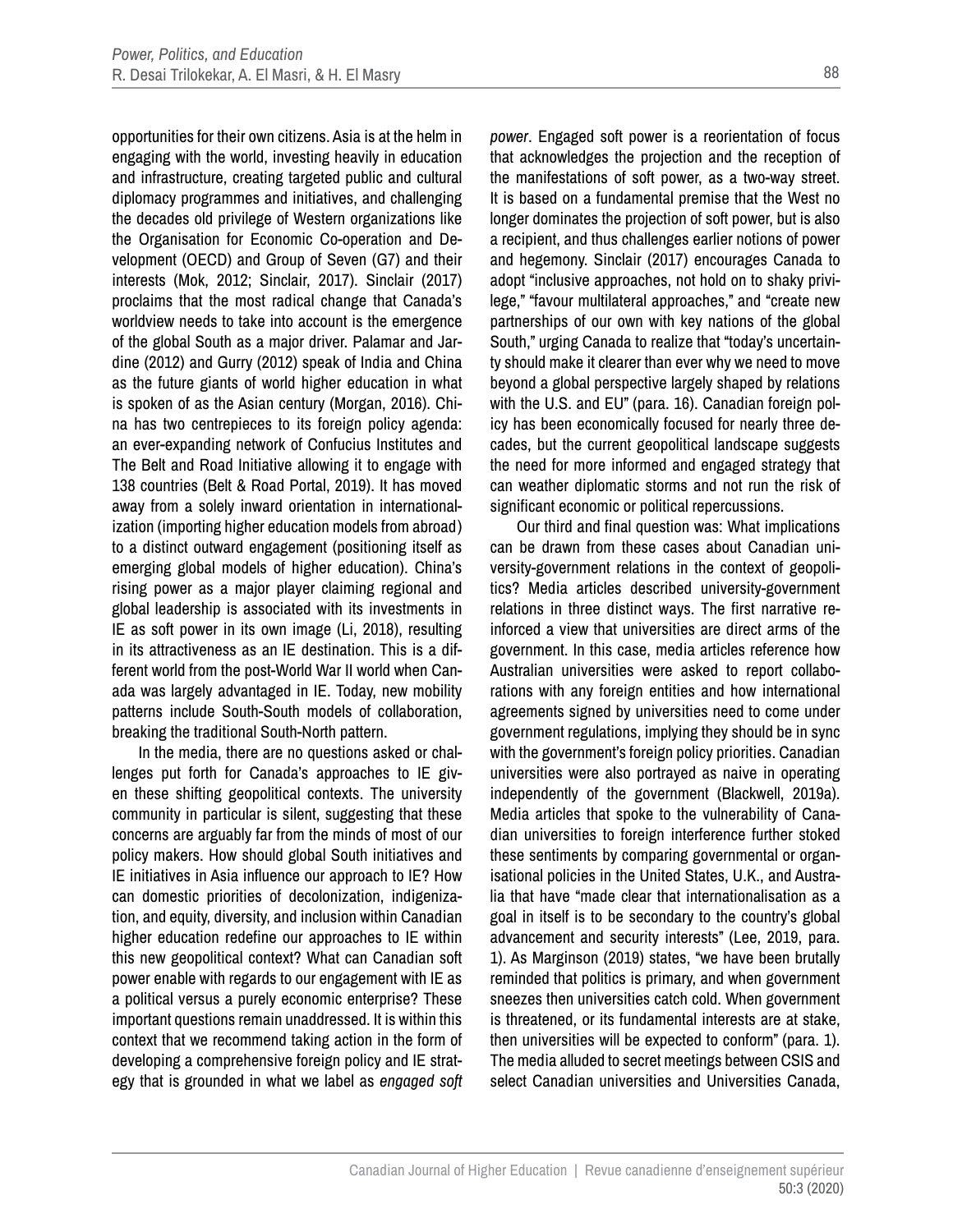opportunities for their own citizens. Asia is at the helm in engaging with the world, investing heavily in education and infrastructure, creating targeted public and cultural diplomacy programmes and initiatives, and challenging the decades old privilege of Western organizations like the Organisation for Economic Co-operation and Development (OECD) and Group of Seven (G7) and their interests (Mok, 2012; Sinclair, 2017). Sinclair (2017) proclaims that the most radical change that Canada's worldview needs to take into account is the emergence of the global South as a major driver. Palamar and Jardine (2012) and Gurry (2012) speak of India and China as the future giants of world higher education in what is spoken of as the Asian century (Morgan, 2016). China has two centrepieces to its foreign policy agenda: an ever-expanding network of Confucius Institutes and The Belt and Road Initiative allowing it to engage with 138 countries (Belt & Road Portal, 2019). It has moved away from a solely inward orientation in internationalization (importing higher education models from abroad) to a distinct outward engagement (positioning itself as emerging global models of higher education). China's rising power as a major player claiming regional and global leadership is associated with its investments in IE as soft power in its own image (Li, 2018), resulting in its attractiveness as an IE destination. This is a different world from the post-World War II world when Canada was largely advantaged in IE. Today, new mobility patterns include South-South models of collaboration, breaking the traditional South-North pattern.

In the media, there are no questions asked or challenges put forth for Canada's approaches to IE given these shifting geopolitical contexts. The university community in particular is silent, suggesting that these concerns are arguably far from the minds of most of our policy makers. How should global South initiatives and IE initiatives in Asia influence our approach to IE? How can domestic priorities of decolonization, indigenization, and equity, diversity, and inclusion within Canadian higher education redefine our approaches to IE within this new geopolitical context? What can Canadian soft power enable with regards to our engagement with IE as a political versus a purely economic enterprise? These important questions remain unaddressed. It is within this context that we recommend taking action in the form of developing a comprehensive foreign policy and IE strategy that is grounded in what we label as *engaged soft power*. Engaged soft power is a reorientation of focus that acknowledges the projection and the reception of the manifestations of soft power, as a two-way street. It is based on a fundamental premise that the West no longer dominates the projection of soft power, but is also a recipient, and thus challenges earlier notions of power and hegemony. Sinclair (2017) encourages Canada to adopt "inclusive approaches, not hold on to shaky privilege," "favour multilateral approaches," and "create new partnerships of our own with key nations of the global South," urging Canada to realize that "today's uncertainty should make it clearer than ever why we need to move beyond a global perspective largely shaped by relations with the U.S. and EU" (para. 16). Canadian foreign policy has been economically focused for nearly three decades, but the current geopolitical landscape suggests the need for more informed and engaged strategy that can weather diplomatic storms and not run the risk of significant economic or political repercussions.

Our third and final question was: What implications can be drawn from these cases about Canadian university-government relations in the context of geopolitics? Media articles described university-government relations in three distinct ways. The first narrative reinforced a view that universities are direct arms of the government. In this case, media articles reference how Australian universities were asked to report collaborations with any foreign entities and how international agreements signed by universities need to come under government regulations, implying they should be in sync with the government's foreign policy priorities. Canadian universities were also portrayed as naive in operating independently of the government (Blackwell, 2019a). Media articles that spoke to the vulnerability of Canadian universities to foreign interference further stoked these sentiments by comparing governmental or organisational policies in the United States, U.K., and Australia that have "made clear that internationalisation as a goal in itself is to be secondary to the country's global advancement and security interests" (Lee, 2019, para. 1). As Marginson (2019) states, "we have been brutally reminded that politics is primary, and when government sneezes then universities catch cold. When government is threatened, or its fundamental interests are at stake, then universities will be expected to conform" (para. 1). The media alluded to secret meetings between CSIS and select Canadian universities and Universities Canada,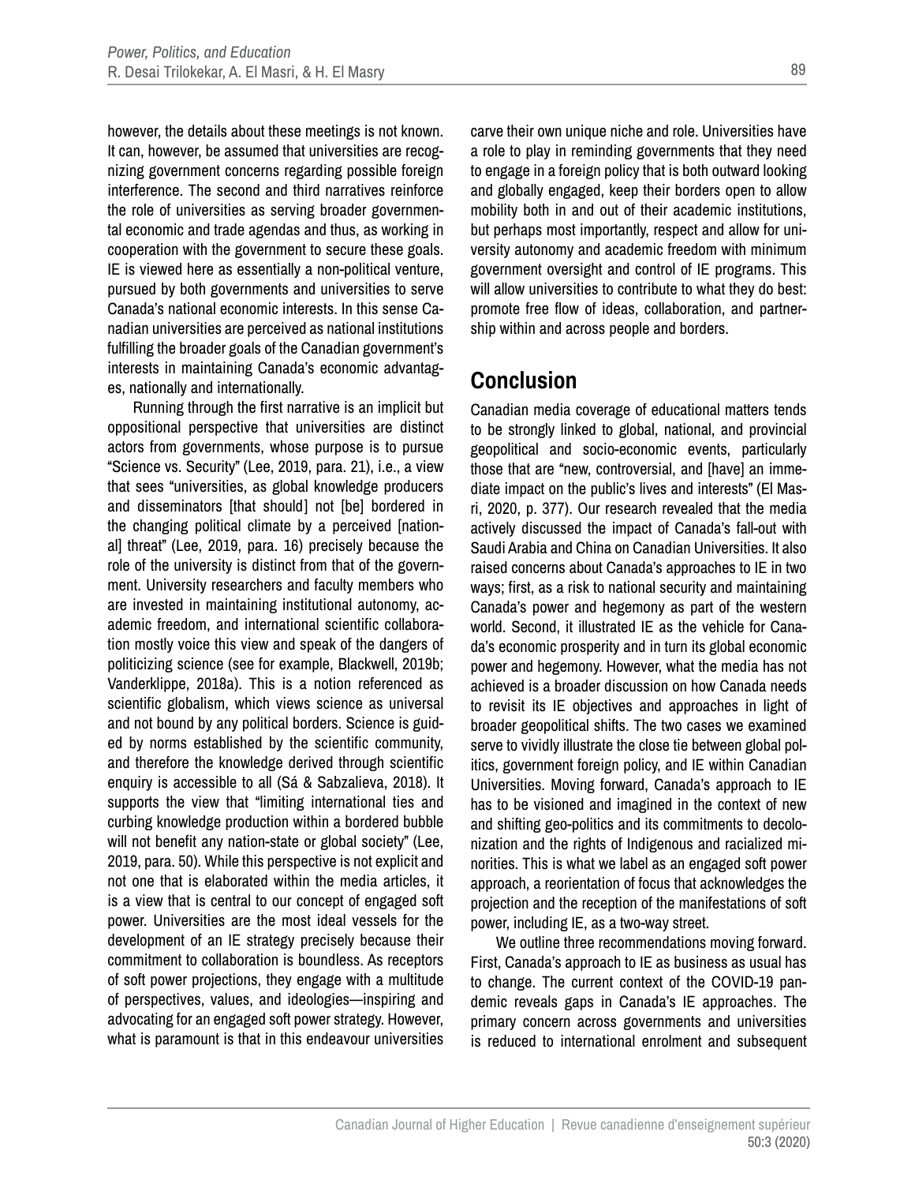however, the details about these meetings is not known. It can, however, be assumed that universities are recognizing government concerns regarding possible foreign interference. The second and third narratives reinforce the role of universities as serving broader governmental economic and trade agendas and thus, as working in cooperation with the government to secure these goals. IE is viewed here as essentially a non-political venture, pursued by both governments and universities to serve Canada's national economic interests. In this sense Canadian universities are perceived as national institutions fulfilling the broader goals of the Canadian government's interests in maintaining Canada's economic advantages, nationally and internationally.

Running through the first narrative is an implicit but oppositional perspective that universities are distinct actors from governments, whose purpose is to pursue "Science vs. Security" (Lee, 2019, para. 21), i.e., a view that sees "universities, as global knowledge producers and disseminators [that should] not [be] bordered in the changing political climate by a perceived [national] threat" (Lee, 2019, para. 16) precisely because the role of the university is distinct from that of the government. University researchers and faculty members who are invested in maintaining institutional autonomy, academic freedom, and international scientific collaboration mostly voice this view and speak of the dangers of politicizing science (see for example, Blackwell, 2019b; Vanderklippe, 2018a). This is a notion referenced as scientific globalism, which views science as universal and not bound by any political borders. Science is guided by norms established by the scientific community, and therefore the knowledge derived through scientific enquiry is accessible to all (Sá & Sabzalieva, 2018). It supports the view that "limiting international ties and curbing knowledge production within a bordered bubble will not benefit any nation-state or global society" (Lee, 2019, para. 50). While this perspective is not explicit and not one that is elaborated within the media articles, it is a view that is central to our concept of engaged soft power. Universities are the most ideal vessels for the development of an IE strategy precisely because their commitment to collaboration is boundless. As receptors of soft power projections, they engage with a multitude of perspectives, values, and ideologies—inspiring and advocating for an engaged soft power strategy. However, what is paramount is that in this endeavour universities carve their own unique niche and role. Universities have a role to play in reminding governments that they need to engage in a foreign policy that is both outward looking and globally engaged, keep their borders open to allow mobility both in and out of their academic institutions, but perhaps most importantly, respect and allow for university autonomy and academic freedom with minimum government oversight and control of IE programs. This will allow universities to contribute to what they do best: promote free flow of ideas, collaboration, and partnership within and across people and borders.

## Conclusion

Canadian media coverage of educational matters tends to be strongly linked to global, national, and provincial geopolitical and socio-economic events, particularly those that are "new, controversial, and [have] an immediate impact on the public's lives and interests" (El Masri, 2020, p. 377). Our research revealed that the media actively discussed the impact of Canada's fall-out with Saudi Arabia and China on Canadian Universities. It also raised concerns about Canada's approaches to IE in two ways; first, as a risk to national security and maintaining Canada's power and hegemony as part of the western world. Second, it illustrated IE as the vehicle for Canada's economic prosperity and in turn its global economic power and hegemony. However, what the media has not achieved is a broader discussion on how Canada needs to revisit its IE objectives and approaches in light of broader geopolitical shifts. The two cases we examined serve to vividly illustrate the close tie between global politics, government foreign policy, and IE within Canadian Universities. Moving forward, Canada's approach to IE has to be visioned and imagined in the context of new and shifting geo-politics and its commitments to decolonization and the rights of Indigenous and racialized minorities. This is what we label as an engaged soft power approach, a reorientation of focus that acknowledges the projection and the reception of the manifestations of soft power, including IE, as a two-way street.

We outline three recommendations moving forward. First, Canada's approach to IE as business as usual has to change. The current context of the COVID-19 pandemic reveals gaps in Canada's IE approaches. The primary concern across governments and universities is reduced to international enrolment and subsequent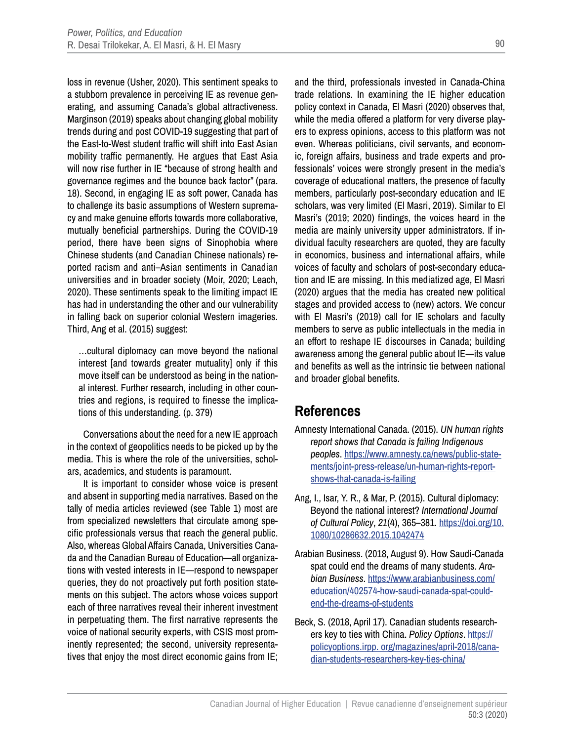loss in revenue (Usher, 2020). This sentiment speaks to a stubborn prevalence in perceiving IE as revenue generating, and assuming Canada's global attractiveness. Marginson (2019) speaks about changing global mobility trends during and post COVID-19 suggesting that part of the East-to-West student traffic will shift into East Asian mobility traffic permanently. He argues that East Asia will now rise further in IE "because of strong health and governance regimes and the bounce back factor" (para. 18). Second, in engaging IE as soft power, Canada has to challenge its basic assumptions of Western supremacy and make genuine efforts towards more collaborative, mutually beneficial partnerships. During the COVID-19 period, there have been signs of Sinophobia where Chinese students (and Canadian Chinese nationals) reported racism and anti–Asian sentiments in Canadian universities and in broader society (Moir, 2020; Leach, 2020). These sentiments speak to the limiting impact IE has had in understanding the other and our vulnerability in falling back on superior colonial Western imageries. Third, Ang et al. (2015) suggest:

> …cultural diplomacy can move beyond the national interest [and towards greater mutuality] only if this move itself can be understood as being in the national interest. Further research, including in other countries and regions, is required to finesse the implications of this understanding. (p. 379)

Conversations about the need for a new IE approach in the context of geopolitics needs to be picked up by the media. This is where the role of the universities, scholars, academics, and students is paramount.

It is important to consider whose voice is present and absent in supporting media narratives. Based on the tally of media articles reviewed (see Table 1) most are from specialized newsletters that circulate among specific professionals versus that reach the general public. Also, whereas Global Affairs Canada, Universities Canada and the Canadian Bureau of Education—all organizations with vested interests in IE—respond to newspaper queries, they do not proactively put forth position statements on this subject. The actors whose voices support each of three narratives reveal their inherent investment in perpetuating them. The first narrative represents the voice of national security experts, with CSIS most prominently represented; the second, university representatives that enjoy the most direct economic gains from IE; and the third, professionals invested in Canada-China trade relations. In examining the IE higher education policy context in Canada, El Masri (2020) observes that, while the media offered a platform for very diverse players to express opinions, access to this platform was not even. Whereas politicians, civil servants, and economic, foreign affairs, business and trade experts and professionals' voices were strongly present in the media's coverage of educational matters, the presence of faculty members, particularly post-secondary education and IE scholars, was very limited (El Masri, 2019). Similar to El Masri's (2019; 2020) findings, the voices heard in the media are mainly university upper administrators. If individual faculty researchers are quoted, they are faculty in economics, business and international affairs, while voices of faculty and scholars of post-secondary education and IE are missing. In this mediatized age, El Masri (2020) argues that the media has created new political stages and provided access to (new) actors. We concur with El Masri's (2019) call for IE scholars and faculty members to serve as public intellectuals in the media in an effort to reshape IE discourses in Canada; building awareness among the general public about IE—its value and benefits as well as the intrinsic tie between national and broader global benefits.

## References

Amnesty International Canada. (2015). *UN human rights report shows that Canada is failing Indigenous peoples*. https://www.amnesty.ca/news/public-statements/joint-press-release/un-human-rights-report-shows-that-canada-is-failing

Ang, I., Isar, Y. R., & Mar, P. (2015). Cultural diplomacy: Beyond the national interest? *International Journal of Cultural Policy*, *21*(4), 365–381. https://doi.org/10.1080/10286632.2015.1042474

Arabian Business. (2018, August 9). How Saudi-Canada spat could end the dreams of many students. *Arabian Business*. https://www.arabianbusiness.com/education/402574-how-saudi-canada-spat-could-end-the-dreams-of-students

Beck, S. (2018, April 17). Canadian students researchers key to ties with China. *Policy Options*. https://policyoptions.irpp. org/magazines/april-2018/canadian-students-researchers-key-ties-china/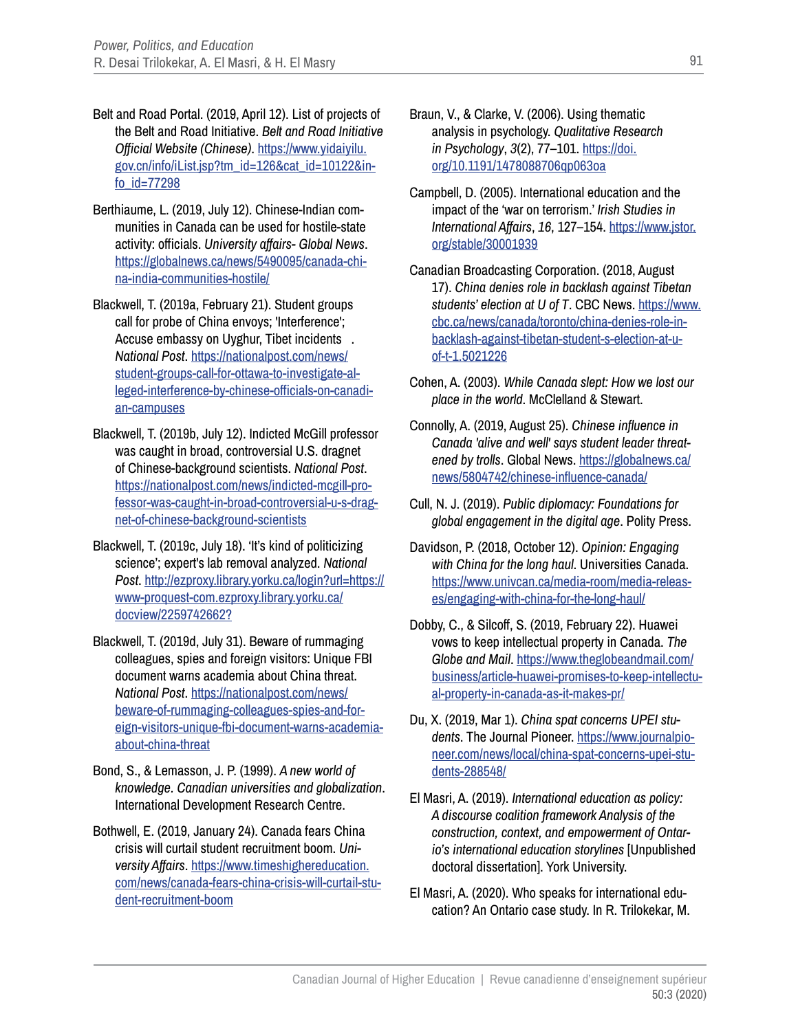Belt and Road Portal. (2019, April 12). List of projects of the Belt and Road Initiative. *Belt and Road Initiative Official Website (Chinese)*. https://www.yidaiyilu.gov.cn/info/iList.jsp?tm_id=126&cat_id=10122&info_id=77298

Berthiaume, L. (2019, July 12). Chinese-Indian communities in Canada can be used for hostile-state activity: officials. *University affairs- Global News*. https://globalnews.ca/news/5490095/canada-china-india-communities-hostile/

Blackwell, T. (2019a, February 21). Student groups call for probe of China envoys; 'Interference'; Accuse embassy on Uyghur, Tibet incidents . *National Post*. https://nationalpost.com/news/student-groups-call-for-ottawa-to-investigate-alleged-interference-by-chinese-officials-on-canadian-campuses

Blackwell, T. (2019b, July 12). Indicted McGill professor was caught in broad, controversial U.S. dragnet of Chinese-background scientists. *National Post*. https://nationalpost.com/news/indicted-mcgill-professor-was-caught-in-broad-controversial-u-s-dragnet-of-chinese-background-scientists

Blackwell, T. (2019c, July 18). 'It's kind of politicizing science'; expert's lab removal analyzed. *National Post*. http://ezproxy.library.yorku.ca/login?url=https://www-proquest-com.ezproxy.library.yorku.ca/docview/2259742662?

Blackwell, T. (2019d, July 31). Beware of rummaging colleagues, spies and foreign visitors: Unique FBI document warns academia about China threat. *National Post*. https://nationalpost.com/news/beware-of-rummaging-colleagues-spies-and-foreign-visitors-unique-fbi-document-warns-academia-about-china-threat

Bond, S., & Lemasson, J. P. (1999). *A new world of knowledge. Canadian universities and globalization*. International Development Research Centre.

Bothwell, E. (2019, January 24). Canada fears China crisis will curtail student recruitment boom. *University Affairs*. https://www.timeshighereducation.com/news/canada-fears-china-crisis-will-curtail-student-recruitment-boom

Braun, V., & Clarke, V. (2006). Using thematic analysis in psychology. *Qualitative Research in Psychology*, *3*(2), 77–101. https://doi.org/10.1191/1478088706qp063oa

Campbell, D. (2005). International education and the impact of the 'war on terrorism.' *Irish Studies in International Affairs*, *16*, 127–154. https://www.jstor.org/stable/30001939

Canadian Broadcasting Corporation. (2018, August 17). *China denies role in backlash against Tibetan students' election at U of T*. CBC News. https://www.cbc.ca/news/canada/toronto/china-denies-role-in-backlash-against-tibetan-student-s-election-at-u-of-t-1.5021226

Cohen, A. (2003). *While Canada slept: How we lost our place in the world*. McClelland & Stewart.

Connolly, A. (2019, August 25). *Chinese influence in Canada 'alive and well' says student leader threatened by trolls*. Global News. https://globalnews.ca/news/5804742/chinese-influence-canada/

Cull, N. J. (2019). *Public diplomacy: Foundations for global engagement in the digital age*. Polity Press.

Davidson, P. (2018, October 12). *Opinion: Engaging with China for the long haul*. Universities Canada. https://www.univcan.ca/media-room/media-releases/engaging-with-china-for-the-long-haul/

Dobby, C., & Silcoff, S. (2019, February 22). Huawei vows to keep intellectual property in Canada. *The Globe and Mail*. https://www.theglobeandmail.com/business/article-huawei-promises-to-keep-intellectual-property-in-canada-as-it-makes-pr/

Du, X. (2019, Mar 1). *China spat concerns UPEI students*. The Journal Pioneer. https://www.journalpioneer.com/news/local/china-spat-concerns-upei-students-288548/

El Masri, A. (2019). *International education as policy: A discourse coalition framework Analysis of the construction, context, and empowerment of Ontario's international education storylines* [Unpublished doctoral dissertation]. York University.

El Masri, A. (2020). Who speaks for international education? An Ontario case study. In R. Trilokekar, M.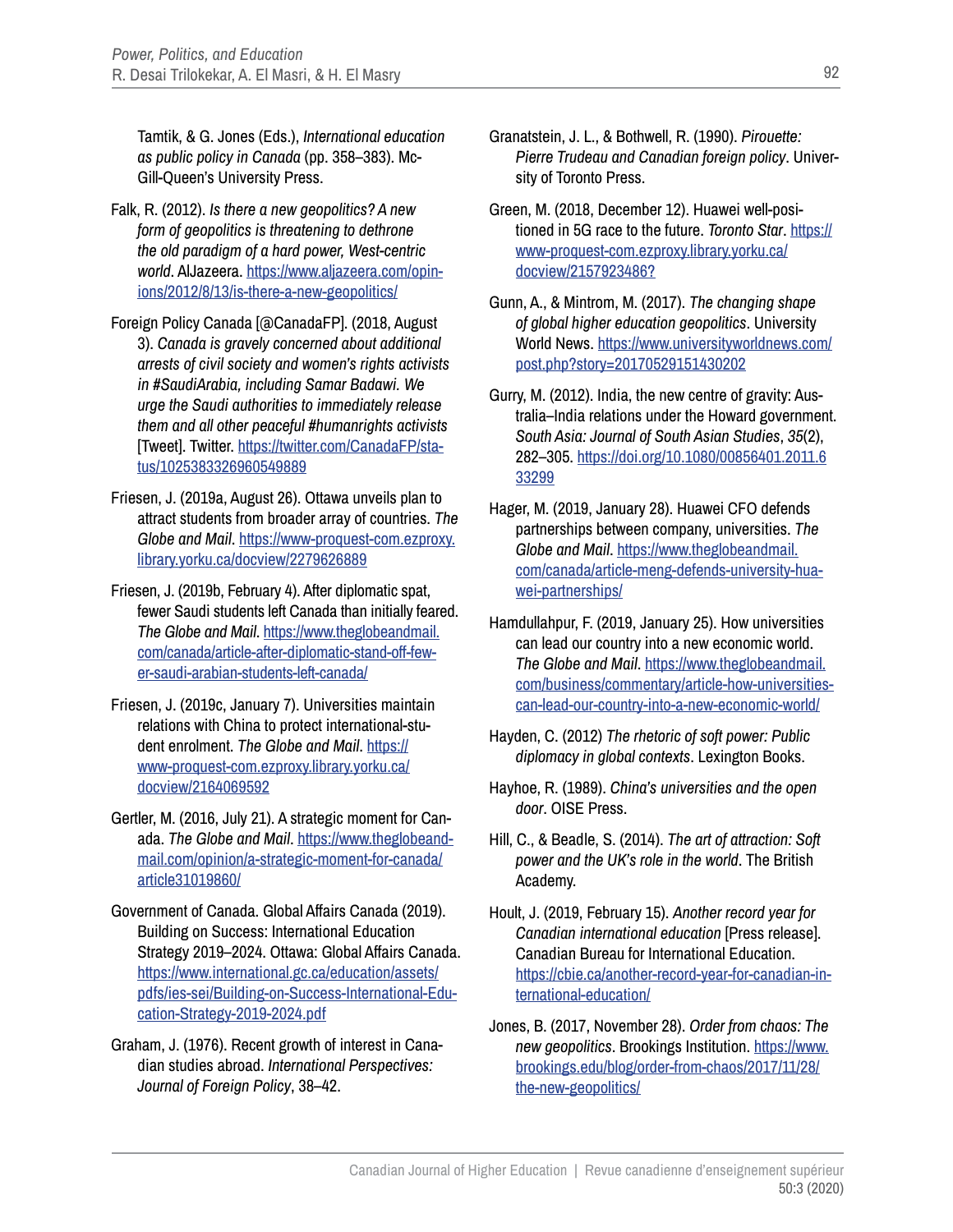Tamtik, & G. Jones (Eds.), *International education as public policy in Canada* (pp. 358–383). McGill-Queen's University Press.

Falk, R. (2012). *Is there a new geopolitics? A new form of geopolitics is threatening to dethrone the old paradigm of a hard power, West-centric world*. AlJazeera. https://www.aljazeera.com/opinions/2012/8/13/is-there-a-new-geopolitics/

Foreign Policy Canada [@CanadaFP]. (2018, August 3). *Canada is gravely concerned about additional arrests of civil society and women's rights activists in #SaudiArabia, including Samar Badawi. We urge the Saudi authorities to immediately release them and all other peaceful #humanrights activists* [Tweet]. Twitter. https://twitter.com/CanadaFP/status/1025383326960549889

Friesen, J. (2019a, August 26). Ottawa unveils plan to attract students from broader array of countries. *The Globe and Mail*. https://www-proquest-com.ezproxy.library.yorku.ca/docview/2279626889

Friesen, J. (2019b, February 4). After diplomatic spat, fewer Saudi students left Canada than initially feared. *The Globe and Mail*. https://www.theglobeandmail.com/canada/article-after-diplomatic-stand-off-fewer-saudi-arabian-students-left-canada/

Friesen, J. (2019c, January 7). Universities maintain relations with China to protect international-student enrolment. *The Globe and Mail*. https://www-proquest-com.ezproxy.library.yorku.ca/docview/2164069592

Gertler, M. (2016, July 21). A strategic moment for Canada. *The Globe and Mail*. https://www.theglobeandmail.com/opinion/a-strategic-moment-for-canada/article31019860/

Government of Canada. Global Affairs Canada (2019). Building on Success: International Education Strategy 2019–2024. Ottawa: Global Affairs Canada. https://www.international.gc.ca/education/assets/pdfs/ies-sei/Building-on-Success-International-Education-Strategy-2019-2024.pdf

Graham, J. (1976). Recent growth of interest in Canadian studies abroad. *International Perspectives: Journal of Foreign Policy*, 38–42.

Granatstein, J. L., & Bothwell, R. (1990). *Pirouette: Pierre Trudeau and Canadian foreign policy*. University of Toronto Press.

Green, M. (2018, December 12). Huawei well-positioned in 5G race to the future. *Toronto Star*. https://www-proquest-com.ezproxy.library.yorku.ca/docview/2157923486?

Gunn, A., & Mintrom, M. (2017). *The changing shape of global higher education geopolitics*. University World News. https://www.universityworldnews.com/post.php?story=20170529151430202

Gurry, M. (2012). India, the new centre of gravity: Australia–India relations under the Howard government. *South Asia: Journal of South Asian Studies*, *35*(2), 282–305. https://doi.org/10.1080/00856401.2011.633299

Hager, M. (2019, January 28). Huawei CFO defends partnerships between company, universities. *The Globe and Mail*. https://www.theglobeandmail.com/canada/article-meng-defends-university-huawei-partnerships/

Hamdullahpur, F. (2019, January 25). How universities can lead our country into a new economic world. *The Globe and Mail*. https://www.theglobeandmail.com/business/commentary/article-how-universities-can-lead-our-country-into-a-new-economic-world/

Hayden, C. (2012) *The rhetoric of soft power: Public diplomacy in global contexts*. Lexington Books.

Hayhoe, R. (1989). *China's universities and the open door*. OISE Press.

Hill, C., & Beadle, S. (2014). *The art of attraction: Soft power and the UK's role in the world*. The British Academy.

Hoult, J. (2019, February 15). *Another record year for Canadian international education* [Press release]. Canadian Bureau for International Education. https://cbie.ca/another-record-year-for-canadian-international-education/

Jones, B. (2017, November 28). *Order from chaos: The new geopolitics*. Brookings Institution. https://www.brookings.edu/blog/order-from-chaos/2017/11/28/the-new-geopolitics/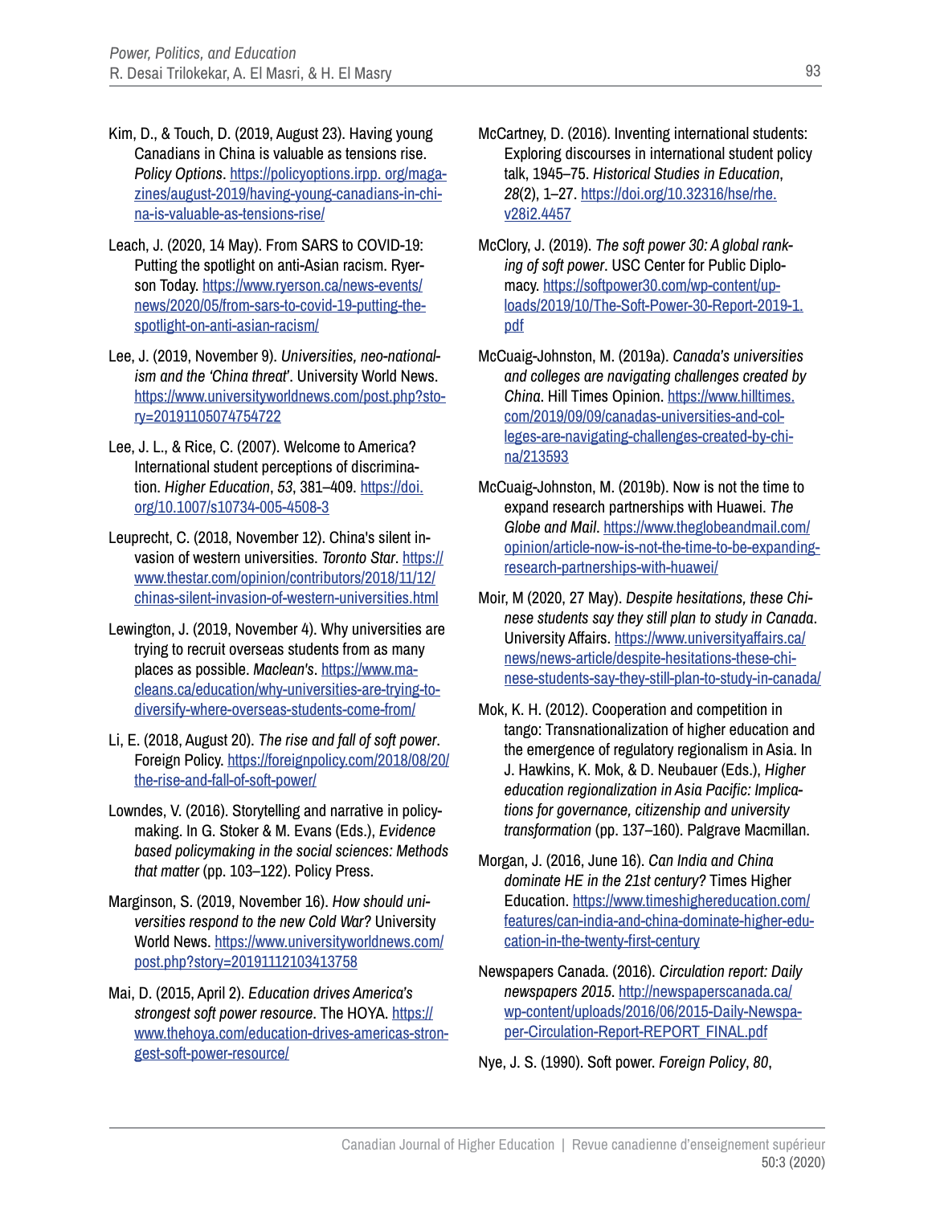Kim, D., & Touch, D. (2019, August 23). Having young Canadians in China is valuable as tensions rise. *Policy Options*. https://policyoptions.irpp. org/magazines/august-2019/having-young-canadians-in-china-is-valuable-as-tensions-rise/

Leach, J. (2020, 14 May). From SARS to COVID-19: Putting the spotlight on anti-Asian racism. Ryerson Today. https://www.ryerson.ca/news-events/news/2020/05/from-sars-to-covid-19-putting-the-spotlight-on-anti-asian-racism/

Lee, J. (2019, November 9). *Universities, neo-nationalism and the 'China threat'*. University World News. https://www.universityworldnews.com/post.php?story=20191105074754722

Lee, J. L., & Rice, C. (2007). Welcome to America? International student perceptions of discrimination. *Higher Education*, *53*, 381–409. https://doi.org/10.1007/s10734-005-4508-3

Leuprecht, C. (2018, November 12). China's silent invasion of western universities. *Toronto Star*. https://www.thestar.com/opinion/contributors/2018/11/12/chinas-silent-invasion-of-western-universities.html

Lewington, J. (2019, November 4). Why universities are trying to recruit overseas students from as many places as possible. *Maclean's*. https://www.macleans.ca/education/why-universities-are-trying-to-diversify-where-overseas-students-come-from/

Li, E. (2018, August 20). *The rise and fall of soft power*. Foreign Policy. https://foreignpolicy.com/2018/08/20/the-rise-and-fall-of-soft-power/

Lowndes, V. (2016). Storytelling and narrative in policymaking. In G. Stoker & M. Evans (Eds.), *Evidence based policymaking in the social sciences: Methods that matter* (pp. 103–122). Policy Press.

Marginson, S. (2019, November 16). *How should universities respond to the new Cold War?* University World News. https://www.universityworldnews.com/post.php?story=20191112103413758

Mai, D. (2015, April 2). *Education drives America's strongest soft power resource.* The HOYA. https://www.thehoya.com/education-drives-americas-strongest-soft-power-resource/

McCartney, D. (2016). Inventing international students: Exploring discourses in international student policy talk, 1945–75. *Historical Studies in Education*, *28*(2), 1–27. https://doi.org/10.32316/hse/rhe.v28i2.4457

McClory, J. (2019). *The soft power 30: A global ranking of soft power*. USC Center for Public Diplomacy. https://softpower30.com/wp-content/uploads/2019/10/The-Soft-Power-30-Report-2019-1.pdf

McCuaig-Johnston, M. (2019a). *Canada's universities and colleges are navigating challenges created by China*. Hill Times Opinion. https://www.hilltimes.com/2019/09/09/canadas-universities-and-colleges-are-navigating-challenges-created-by-china/213593

McCuaig-Johnston, M. (2019b). Now is not the time to expand research partnerships with Huawei. *The Globe and Mail*. https://www.theglobeandmail.com/opinion/article-now-is-not-the-time-to-be-expanding-research-partnerships-with-huawei/

Moir, M (2020, 27 May). *Despite hesitations, these Chinese students say they still plan to study in Canada*. University Affairs. https://www.universityaffairs.ca/news/news-article/despite-hesitations-these-chinese-students-say-they-still-plan-to-study-in-canada/

Mok, K. H. (2012). Cooperation and competition in tango: Transnationalization of higher education and the emergence of regulatory regionalism in Asia. In J. Hawkins, K. Mok, & D. Neubauer (Eds.), *Higher education regionalization in Asia Pacific: Implications for governance, citizenship and university transformation* (pp. 137–160). Palgrave Macmillan.

Morgan, J. (2016, June 16). *Can India and China dominate HE in the 21st century?* Times Higher Education. https://www.timeshighereducation.com/features/can-india-and-china-dominate-higher-education-in-the-twenty-first-century

Newspapers Canada. (2016). *Circulation report: Daily newspapers 2015*. http://newspaperscanada.ca/wp-content/uploads/2016/06/2015-Daily-Newspaper-Circulation-Report-REPORT_FINAL.pdf

Nye, J. S. (1990). Soft power. *Foreign Policy*, *80*,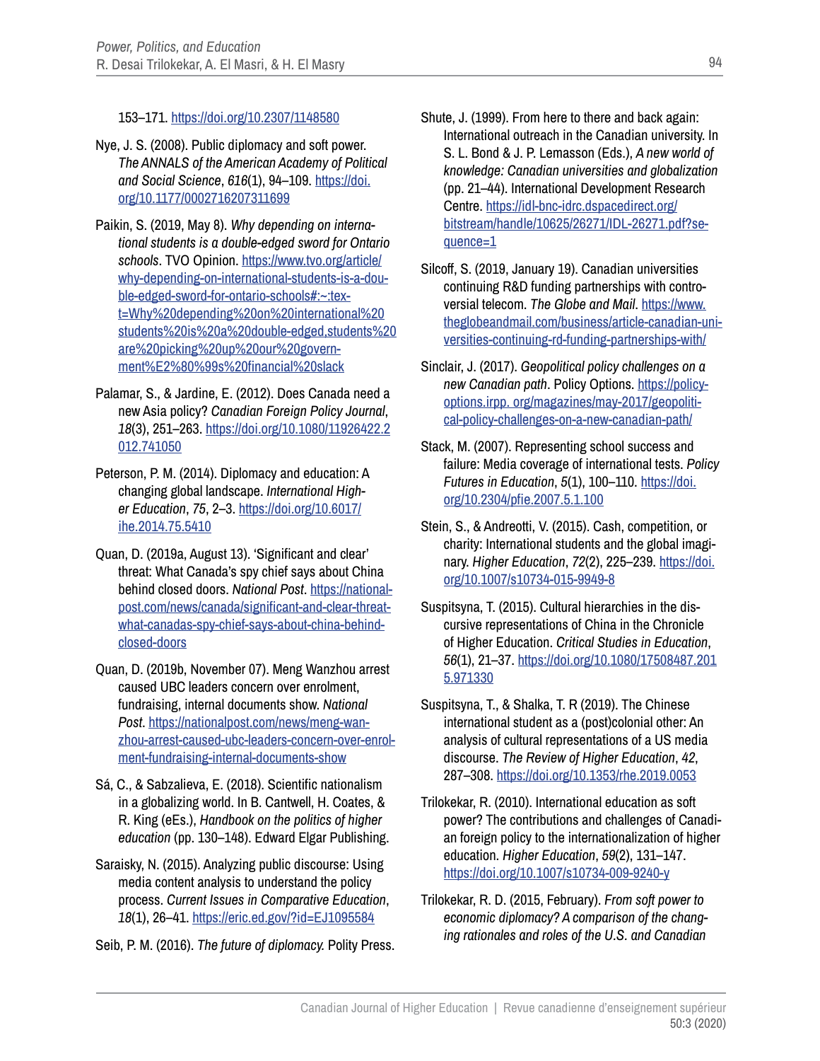153–171. https://doi.org/10.2307/1148580

Nye, J. S. (2008). Public diplomacy and soft power. *The ANNALS of the American Academy of Political and Social Science*, *616*(1), 94–109. https://doi.org/10.1177/0002716207311699

Paikin, S. (2019, May 8). *Why depending on international students is a double-edged sword for Ontario schools*. TVO Opinion. https://www.tvo.org/article/why-depending-on-international-students-is-a-double-edged-sword-for-ontario-schools#:~:text=Why%20depending%20on%20international%20students%20is%20a%20double-edged,students%20are%20picking%20up%20our%20government%E2%80%99s%20financial%20slack

Palamar, S., & Jardine, E. (2012). Does Canada need a new Asia policy? *Canadian Foreign Policy Journal*, *18*(3), 251–263. https://doi.org/10.1080/11926422.2012.741050

Peterson, P. M. (2014). Diplomacy and education: A changing global landscape. *International Higher Education*, *75*, 2–3. https://doi.org/10.6017/ihe.2014.75.5410

Quan, D. (2019a, August 13). 'Significant and clear' threat: What Canada's spy chief says about China behind closed doors. *National Post*. https://nationalpost.com/news/canada/significant-and-clear-threat-what-canadas-spy-chief-says-about-china-behind-closed-doors

Quan, D. (2019b, November 07). Meng Wanzhou arrest caused UBC leaders concern over enrolment, fundraising, internal documents show. *National Post*. https://nationalpost.com/news/meng-wanzhou-arrest-caused-ubc-leaders-concern-over-enrolment-fundraising-internal-documents-show

Sá, C., & Sabzalieva, E. (2018). Scientific nationalism in a globalizing world. In B. Cantwell, H. Coates, & R. King (eEs.), *Handbook on the politics of higher education* (pp. 130–148). Edward Elgar Publishing.

Saraisky, N. (2015). Analyzing public discourse: Using media content analysis to understand the policy process. *Current Issues in Comparative Education*, *18*(1), 26–41. https://eric.ed.gov/?id=EJ1095584

Seib, P. M. (2016). *The future of diplomacy.* Polity Press.

Shute, J. (1999). From here to there and back again: International outreach in the Canadian university. In S. L. Bond & J. P. Lemasson (Eds.), *A new world of knowledge: Canadian universities and globalization* (pp. 21–44). International Development Research Centre. https://idl-bnc-idrc.dspacedirect.org/bitstream/handle/10625/26271/IDL-26271.pdf?sequence=1

Silcoff, S. (2019, January 19). Canadian universities continuing R&D funding partnerships with controversial telecom. *The Globe and Mail*. https://www.theglobeandmail.com/business/article-canadian-universities-continuing-rd-funding-partnerships-with/

Sinclair, J. (2017). *Geopolitical policy challenges on a new Canadian path*. Policy Options. https://policyoptions.irpp. org/magazines/may-2017/geopolitical-policy-challenges-on-a-new-canadian-path/

Stack, M. (2007). Representing school success and failure: Media coverage of international tests. *Policy Futures in Education*, *5*(1), 100–110. https://doi.org/10.2304/pfie.2007.5.1.100

Stein, S., & Andreotti, V. (2015). Cash, competition, or charity: International students and the global imaginary. *Higher Education*, *72*(2), 225–239. https://doi.org/10.1007/s10734-015-9949-8

Suspitsyna, T. (2015). Cultural hierarchies in the discursive representations of China in the Chronicle of Higher Education. *Critical Studies in Education*, *56*(1), 21–37. https://doi.org/10.1080/17508487.2015.971330

Suspitsyna, T., & Shalka, T. R (2019). The Chinese international student as a (post)colonial other: An analysis of cultural representations of a US media discourse. *The Review of Higher Education*, *42*, 287–308. https://doi.org/10.1353/rhe.2019.0053

Trilokekar, R. (2010). International education as soft power? The contributions and challenges of Canadian foreign policy to the internationalization of higher education. *Higher Education*, *59*(2), 131–147. https://doi.org/10.1007/s10734-009-9240-y

Trilokekar, R. D. (2015, February). *From soft power to economic diplomacy? A comparison of the changing rationales and roles of the U.S. and Canadian*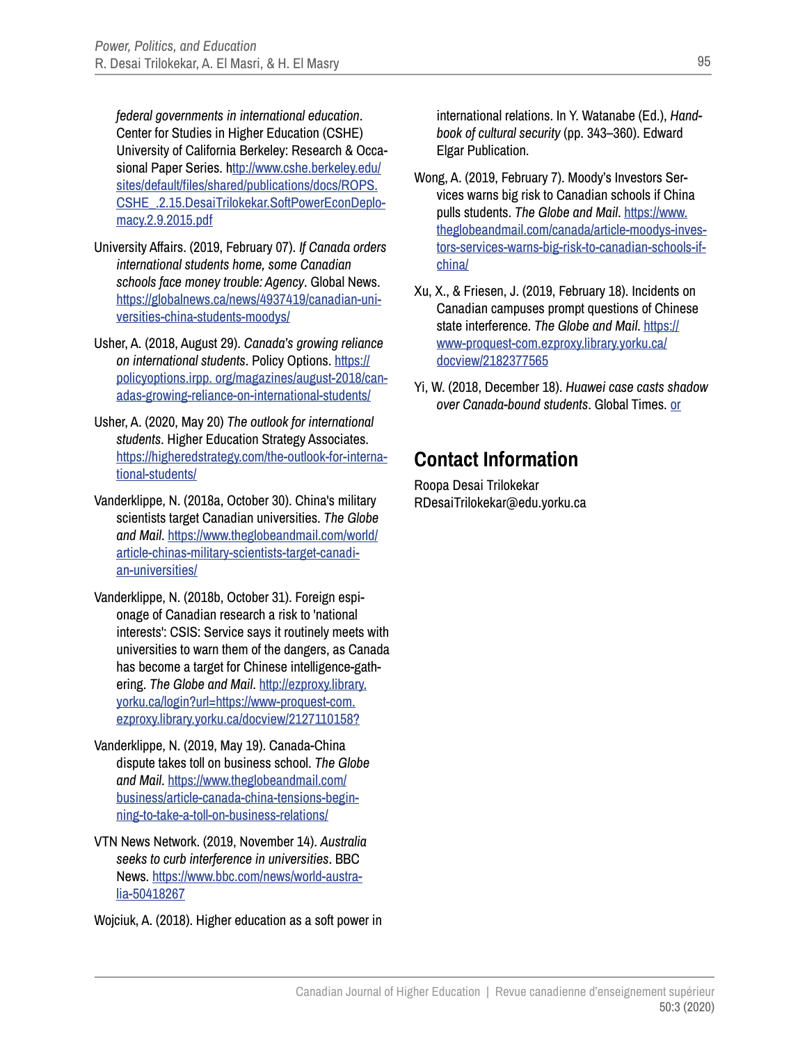*federal governments in international education*. Center for Studies in Higher Education (CSHE) University of California Berkeley: Research & Occasional Paper Series. http://www.cshe.berkeley.edu/sites/default/files/shared/publications/docs/ROPS.CSHE_.2.15.DesaiTrilokekar.SoftPowerEconDeplomacy.2.9.2015.pdf

University Affairs. (2019, February 07). *If Canada orders international students home, some Canadian schools face money trouble: Agency*. Global News. https://globalnews.ca/news/4937419/canadian-universities-china-students-moodys/

Usher, A. (2018, August 29). *Canada's growing reliance on international students*. Policy Options. https://policyoptions.irpp. org/magazines/august-2018/canadas-growing-reliance-on-international-students/

Usher, A. (2020, May 20) *The outlook for international students*. Higher Education Strategy Associates. https://higheredstrategy.com/the-outlook-for-international-students/

Vanderklippe, N. (2018a, October 30). China's military scientists target Canadian universities. *The Globe and Mail*. https://www.theglobeandmail.com/world/article-chinas-military-scientists-target-canadian-universities/

Vanderklippe, N. (2018b, October 31). Foreign espionage of Canadian research a risk to 'national interests': CSIS: Service says it routinely meets with universities to warn them of the dangers, as Canada has become a target for Chinese intelligence-gathering. *The Globe and Mail*. http://ezproxy.library.yorku.ca/login?url=https://www-proquest-com.ezproxy.library.yorku.ca/docview/2127110158?

Vanderklippe, N. (2019, May 19). Canada-China dispute takes toll on business school. *The Globe and Mail*. https://www.theglobeandmail.com/business/article-canada-china-tensions-beginning-to-take-a-toll-on-business-relations/

VTN News Network. (2019, November 14). *Australia seeks to curb interference in universities*. BBC News. https://www.bbc.com/news/world-australia-50418267

Wojciuk, A. (2018). Higher education as a soft power in international relations. In Y. Watanabe (Ed.), *Handbook of cultural security* (pp. 343–360). Edward Elgar Publication.

Wong, A. (2019, February 7). Moody's Investors Services warns big risk to Canadian schools if China pulls students. *The Globe and Mail*. https://www.theglobeandmail.com/canada/article-moodys-investors-services-warns-big-risk-to-canadian-schools-if-china/

Xu, X., & Friesen, J. (2019, February 18). Incidents on Canadian campuses prompt questions of Chinese state interference. *The Globe and Mail*. https://www-proquest-com.ezproxy.library.yorku.ca/docview/2182377565

Yi, W. (2018, December 18). *Huawei case casts shadow over Canada-bound students*. Global Times. or

## Contact Information

Roopa Desai Trilokekar
RDesaiTrilokekar@edu.yorku.ca